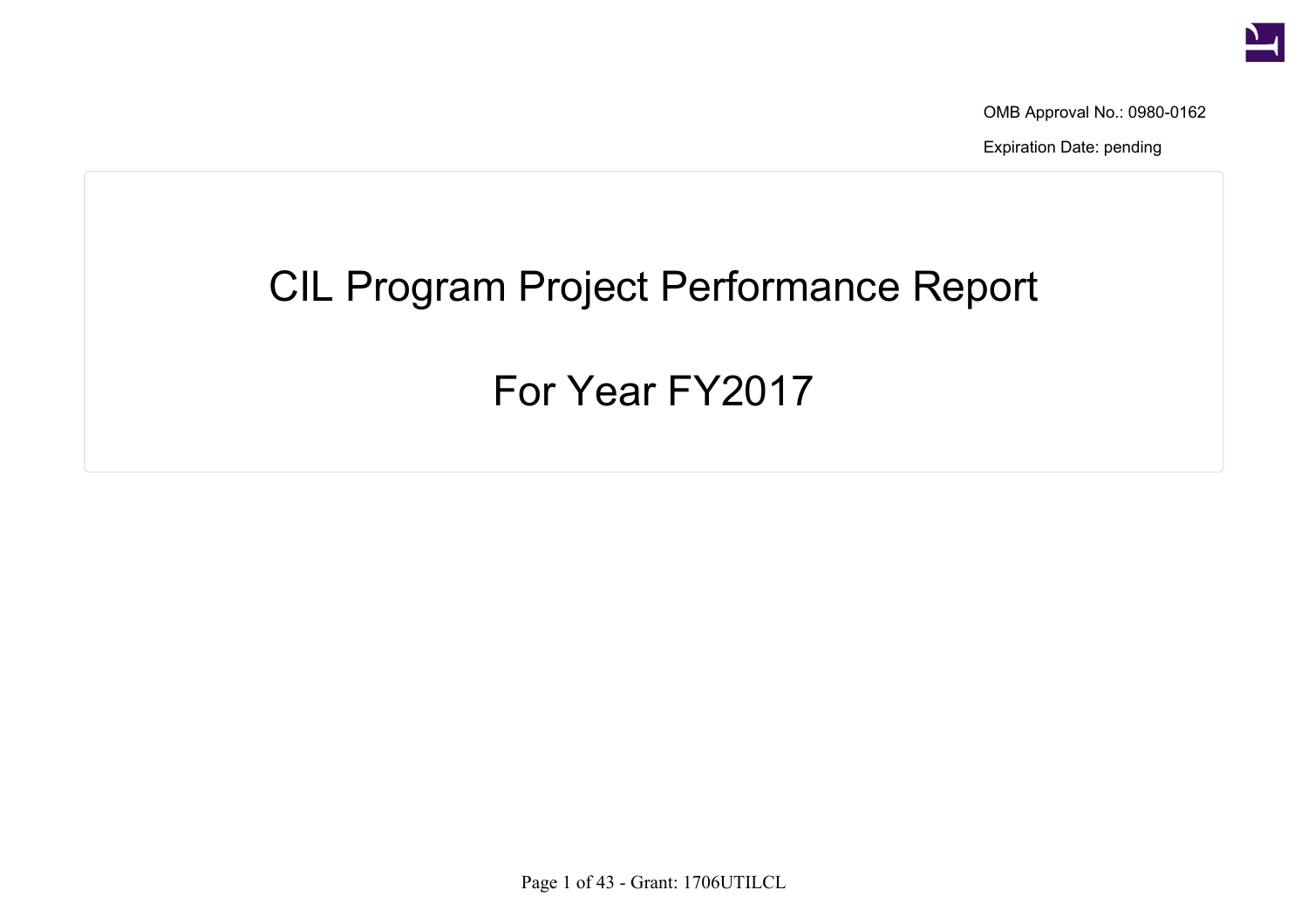OMB Approval No.: 0980-0162

Expiration Date: pending

# CIL Program Project Performance Report

# For Year FY2017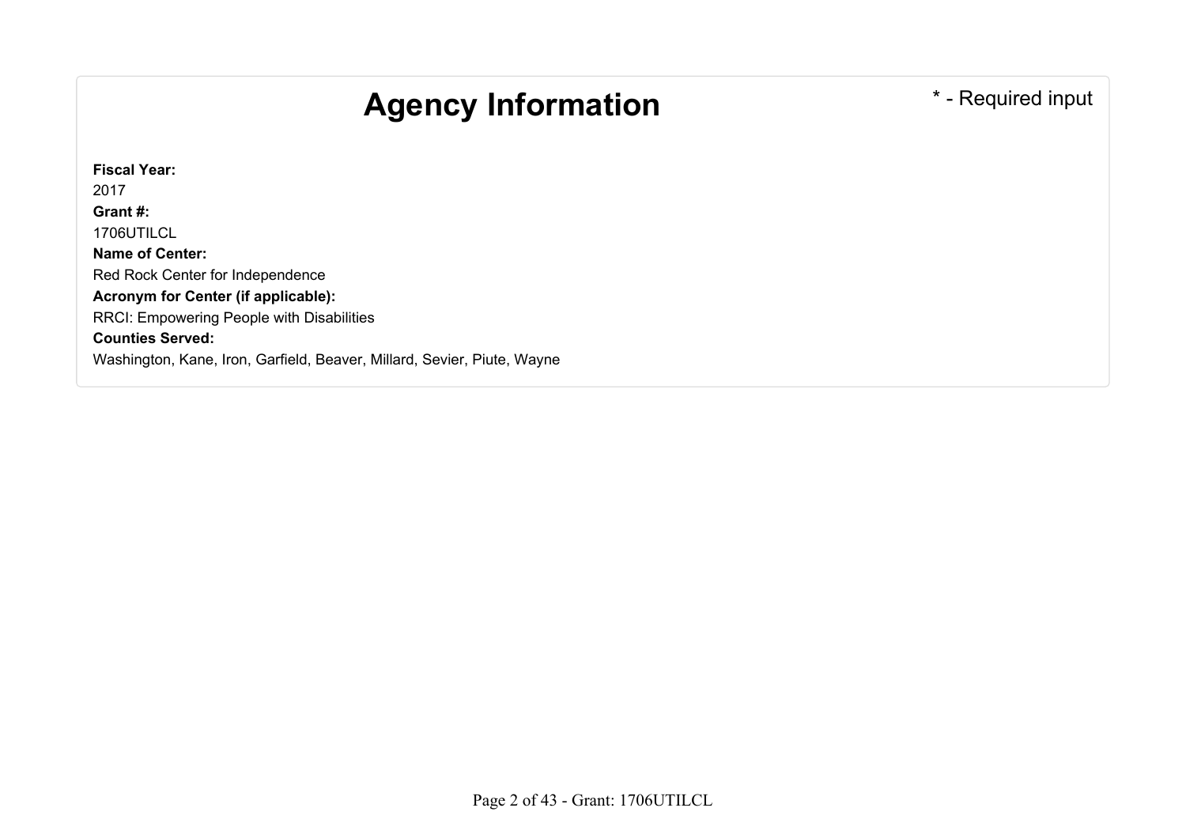# Agency Information

* - Required input

**Fiscal Year:**
2017
**Grant #:**
1706UTILCL
**Name of Center:**
Red Rock Center for Independence
**Acronym for Center (if applicable):**
RRCI: Empowering People with Disabilities
**Counties Served:**
Washington, Kane, Iron, Garfield, Beaver, Millard, Sevier, Piute, Wayne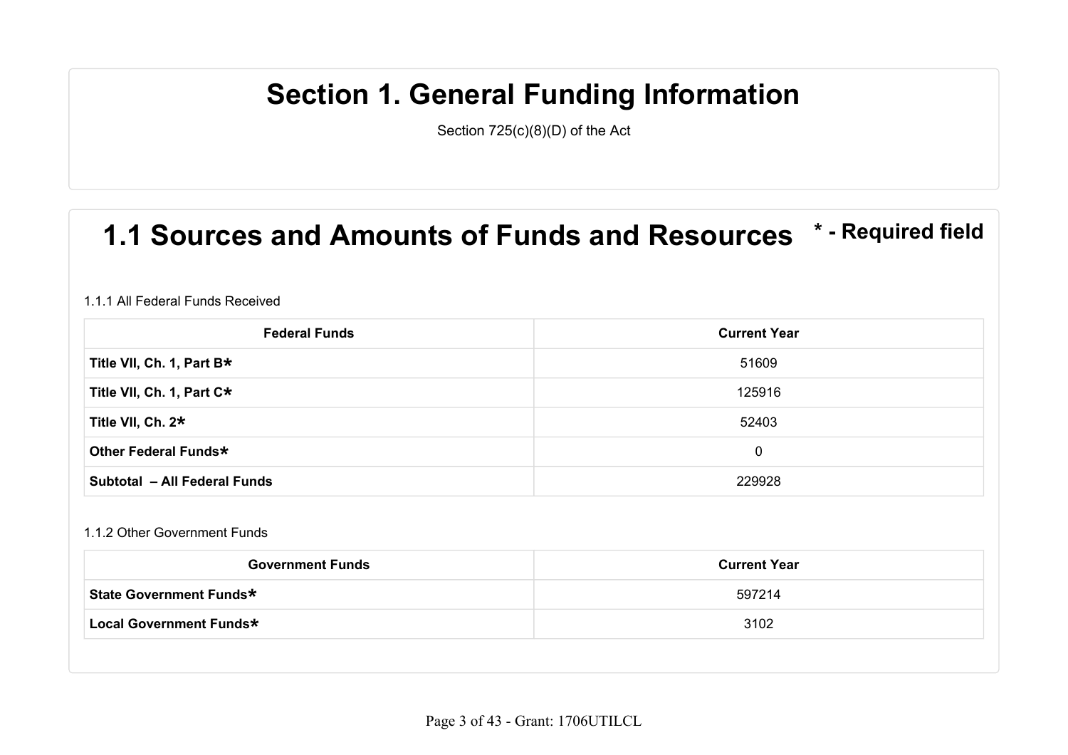# Section 1. General Funding Information

Section 725(c)(8)(D) of the Act

## 1.1 Sources and Amounts of Funds and Resources

* - Required field

1.1.1 All Federal Funds Received

| Federal Funds | Current Year |
| --- | --- |
| **Title VII, Ch. 1, Part B*** | 51609 |
| **Title VII, Ch. 1, Part C*** | 125916 |
| **Title VII, Ch. 2*** | 52403 |
| **Other Federal Funds*** | 0 |
| **Subtotal – All Federal Funds** | 229928 |

1.1.2 Other Government Funds

| Government Funds | Current Year |
| --- | --- |
| **State Government Funds*** | 597214 |
| **Local Government Funds*** | 3102 |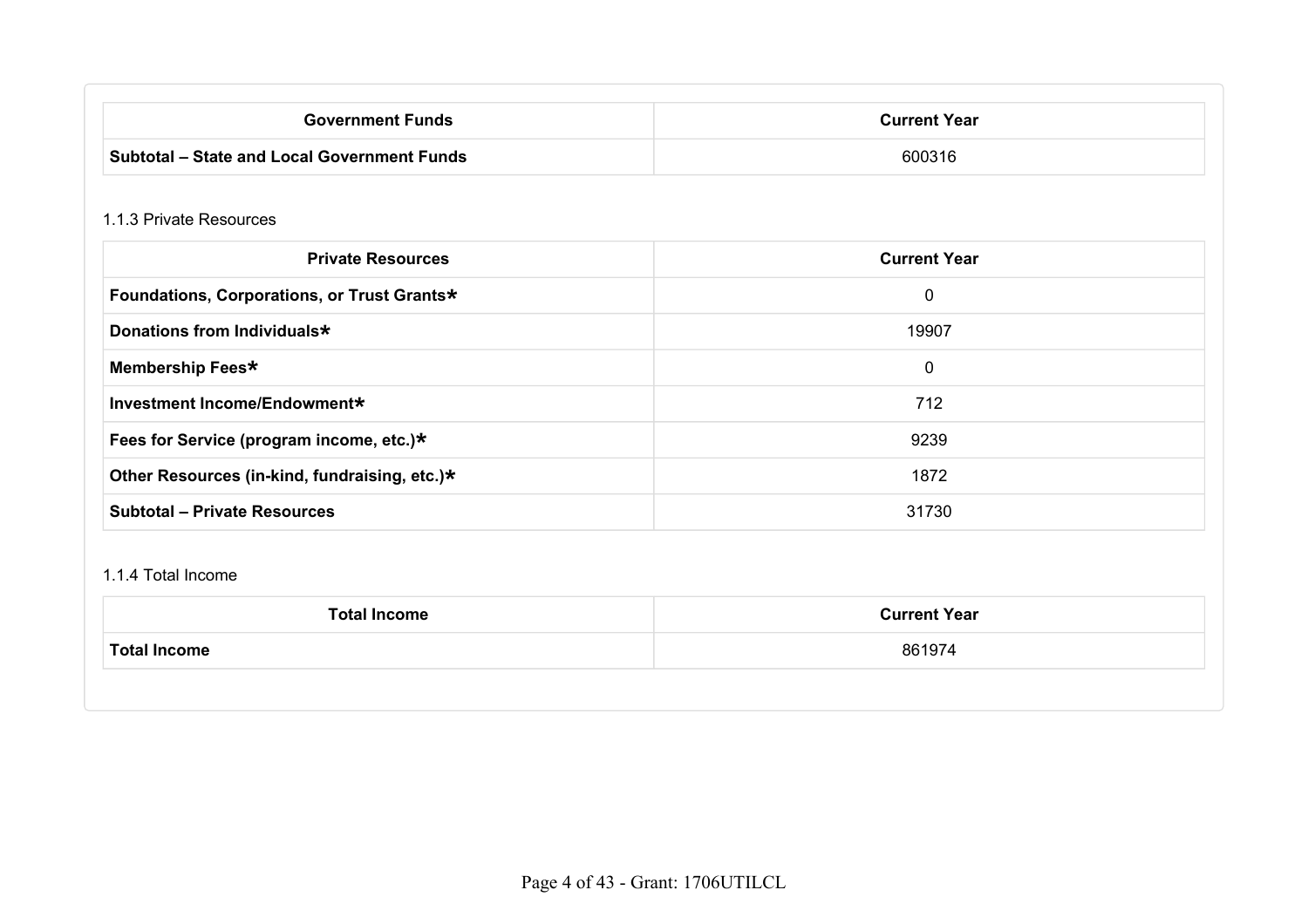| Government Funds | Current Year |
| --- | --- |
| **Subtotal – State and Local Government Funds** | 600316 |

1.1.3 Private Resources

| Private Resources | Current Year |
| --- | --- |
| **Foundations, Corporations, or Trust Grants*** | 0 |
| **Donations from Individuals*** | 19907 |
| **Membership Fees*** | 0 |
| **Investment Income/Endowment*** | 712 |
| **Fees for Service (program income, etc.)*** | 9239 |
| **Other Resources (in-kind, fundraising, etc.)*** | 1872 |
| **Subtotal – Private Resources** | 31730 |

1.1.4 Total Income

| Total Income | Current Year |
| --- | --- |
| **Total Income** | 861974 |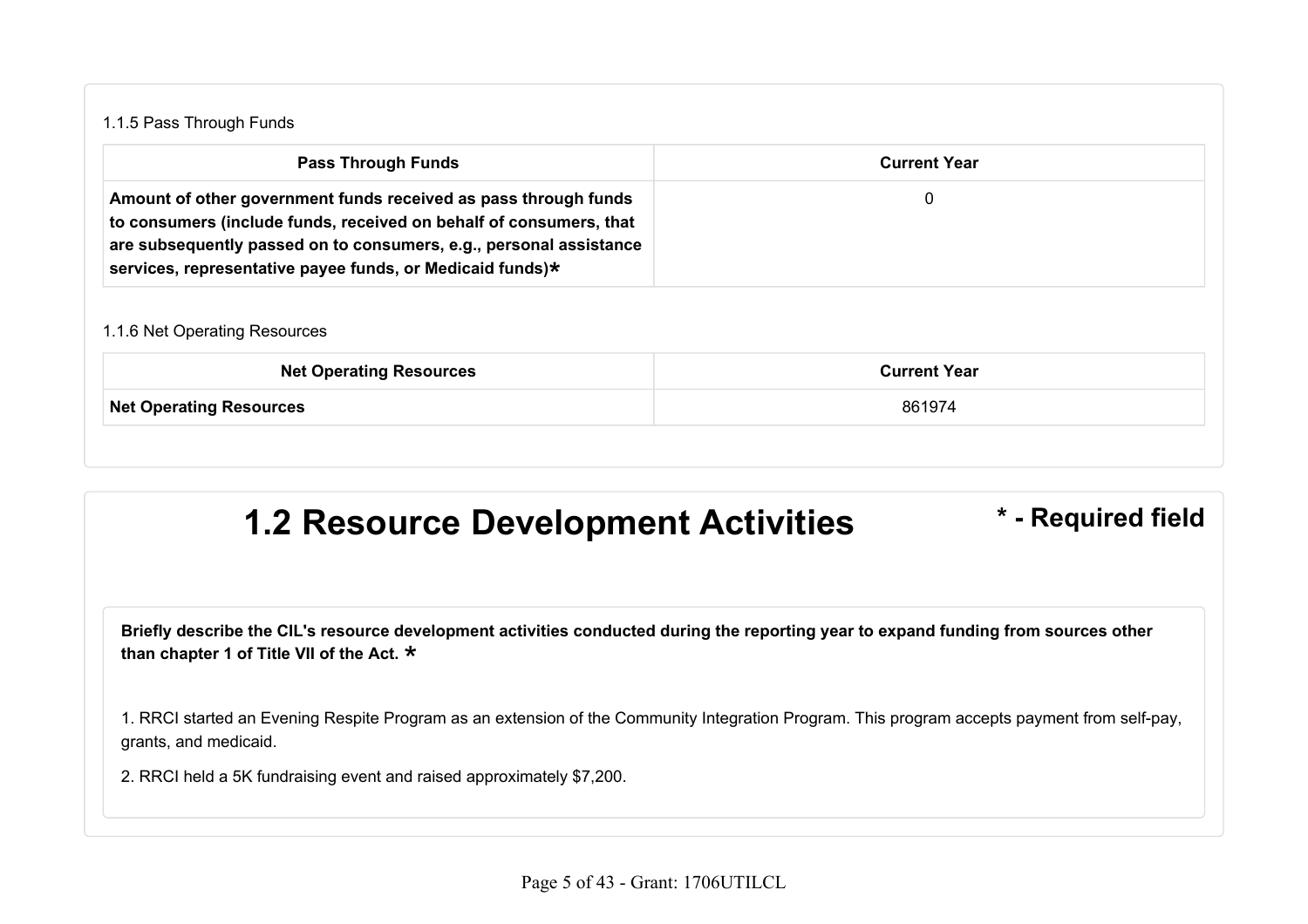1.1.5 Pass Through Funds

| Pass Through Funds | Current Year |
|---|---|
| **Amount of other government funds received as pass through funds to consumers (include funds, received on behalf of consumers, that are subsequently passed on to consumers, e.g., personal assistance services, representative payee funds, or Medicaid funds)*** | 0 |

1.1.6 Net Operating Resources

| Net Operating Resources | Current Year |
|---|---|
| **Net Operating Resources** | 861974 |

# 1.2 Resource Development Activities

**\* - Required field**

**Briefly describe the CIL's resource development activities conducted during the reporting year to expand funding from sources other than chapter 1 of Title VII of the Act. ***

1. RRCI started an Evening Respite Program as an extension of the Community Integration Program. This program accepts payment from self-pay, grants, and medicaid.

2. RRCI held a 5K fundraising event and raised approximately $7,200.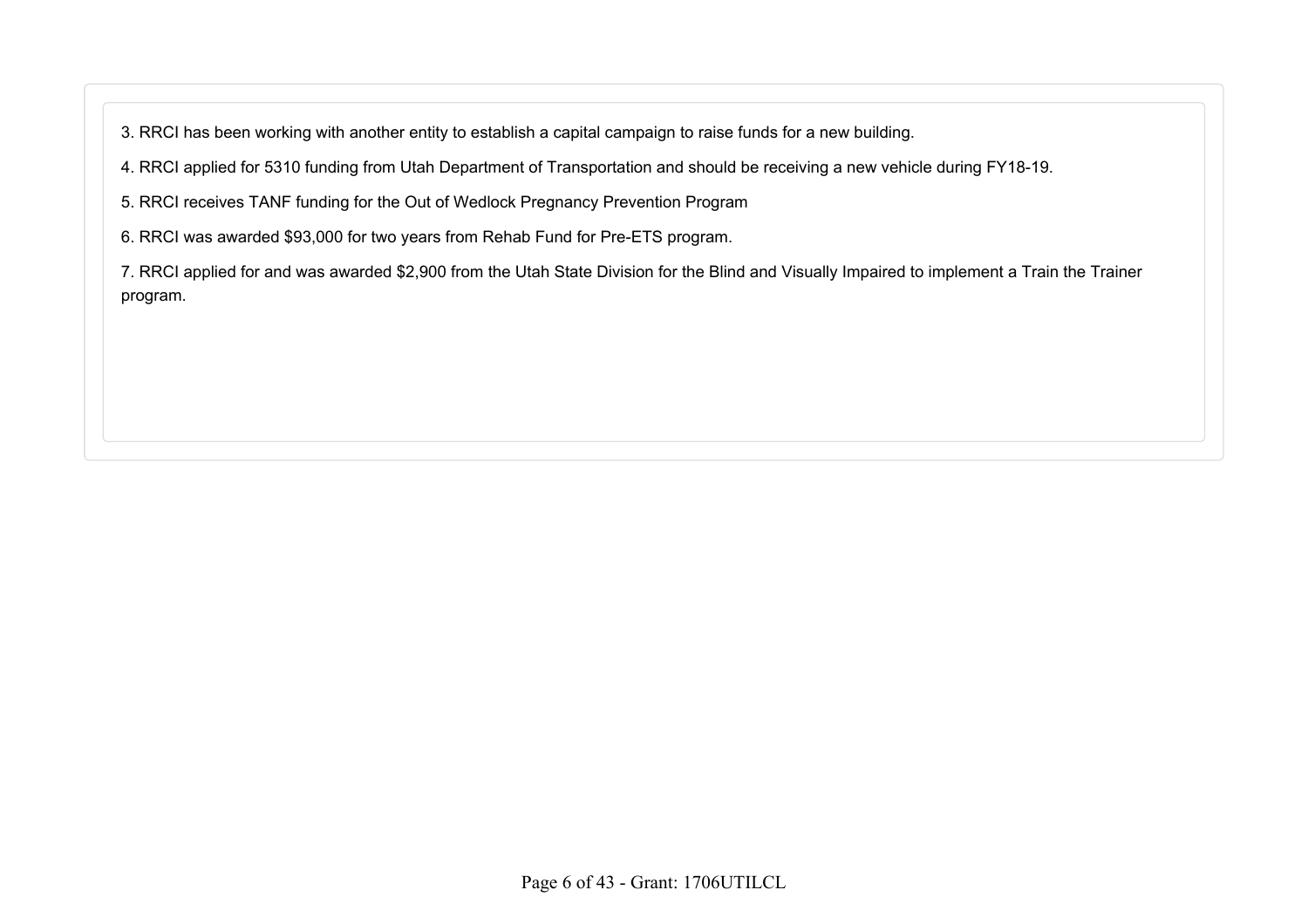3. RRCI has been working with another entity to establish a capital campaign to raise funds for a new building.

4. RRCI applied for 5310 funding from Utah Department of Transportation and should be receiving a new vehicle during FY18-19.

5. RRCI receives TANF funding for the Out of Wedlock Pregnancy Prevention Program

6. RRCI was awarded $93,000 for two years from Rehab Fund for Pre-ETS program.

7. RRCI applied for and was awarded $2,900 from the Utah State Division for the Blind and Visually Impaired to implement a Train the Trainer program.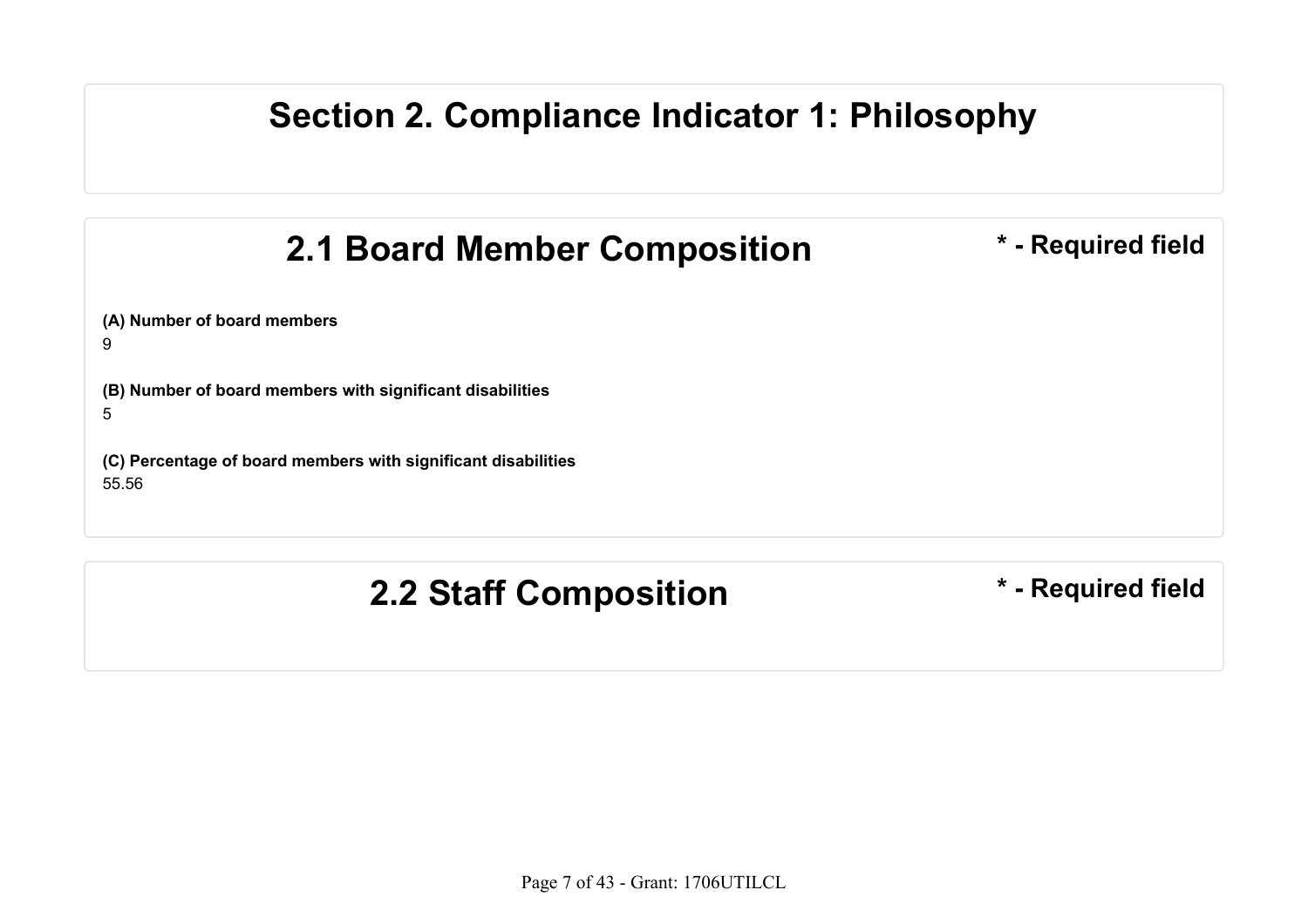# Section 2. Compliance Indicator 1: Philosophy

## 2.1 Board Member Composition

* - Required field

**(A) Number of board members**

9

**(B) Number of board members with significant disabilities**

5

**(C) Percentage of board members with significant disabilities**

55.56

## 2.2 Staff Composition

* - Required field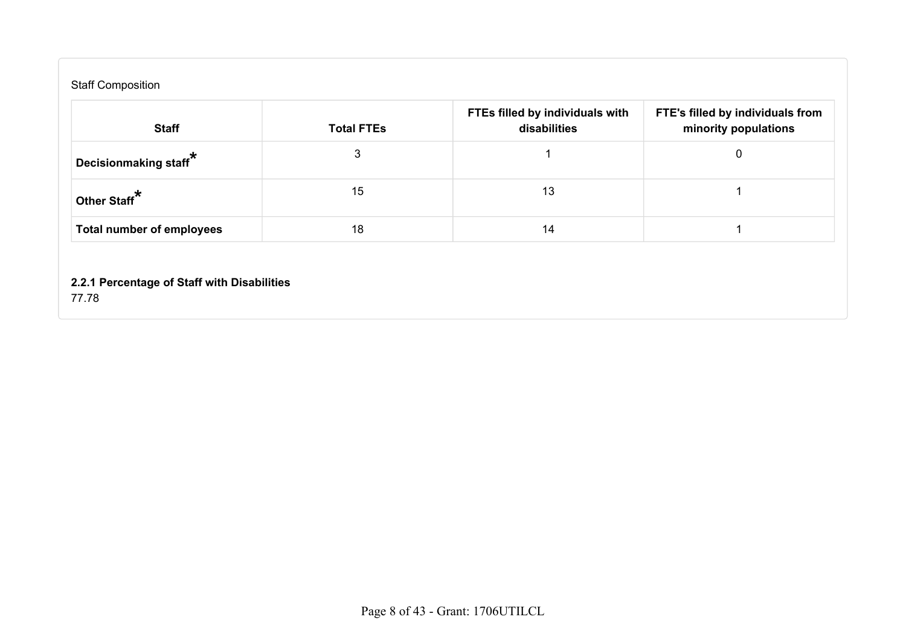Staff Composition

| Staff | Total FTEs | FTEs filled by individuals with disabilities | FTE's filled by individuals from minority populations |
| --- | --- | --- | --- |
| **Decisionmaking staff*** | 3 | 1 | 0 |
| **Other Staff*** | 15 | 13 | 1 |
| **Total number of employees** | 18 | 14 | 1 |

**2.2.1 Percentage of Staff with Disabilities**

77.78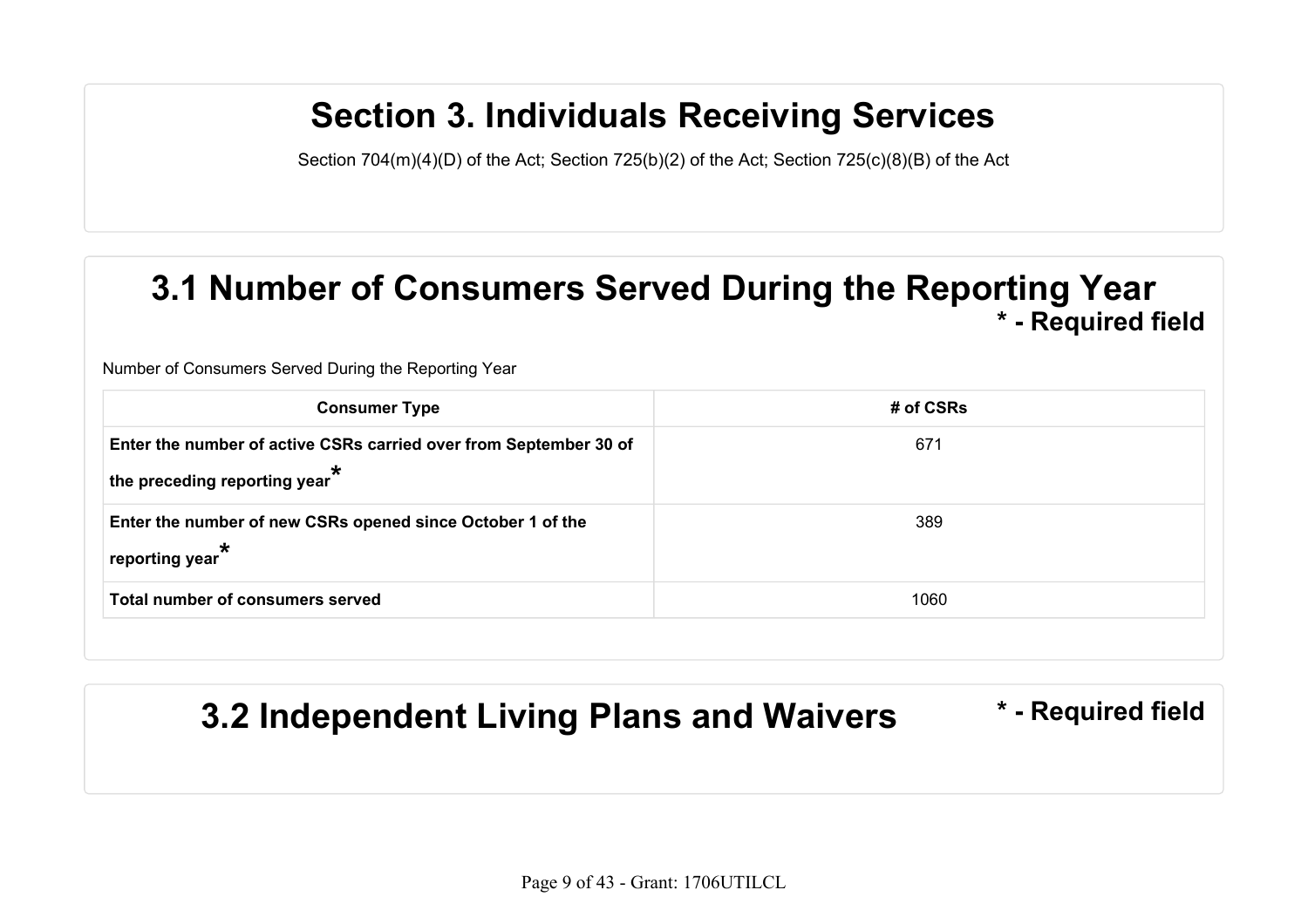# Section 3. Individuals Receiving Services

Section 704(m)(4)(D) of the Act; Section 725(b)(2) of the Act; Section 725(c)(8)(B) of the Act

## 3.1 Number of Consumers Served During the Reporting Year

**\* - Required field**

Number of Consumers Served During the Reporting Year

| Consumer Type | # of CSRs |
| --- | --- |
| **Enter the number of active CSRs carried over from September 30 of the preceding reporting year*** | 671 |
| **Enter the number of new CSRs opened since October 1 of the reporting year*** | 389 |
| **Total number of consumers served** | 1060 |

## 3.2 Independent Living Plans and Waivers

**\* - Required field**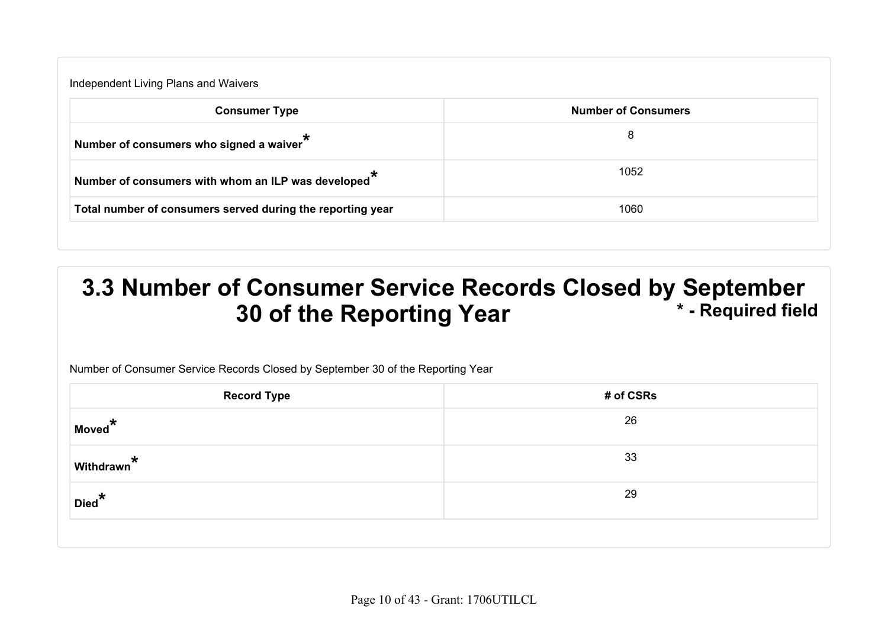Independent Living Plans and Waivers

| Consumer Type | Number of Consumers |
| --- | --- |
| **Number of consumers who signed a waiver*** | 8 |
| **Number of consumers with whom an ILP was developed*** | 1052 |
| **Total number of consumers served during the reporting year** | 1060 |

# 3.3 Number of Consumer Service Records Closed by September 30 of the Reporting Year

**\* - Required field**

Number of Consumer Service Records Closed by September 30 of the Reporting Year

| Record Type | # of CSRs |
| --- | --- |
| **Moved*** | 26 |
| **Withdrawn*** | 33 |
| **Died*** | 29 |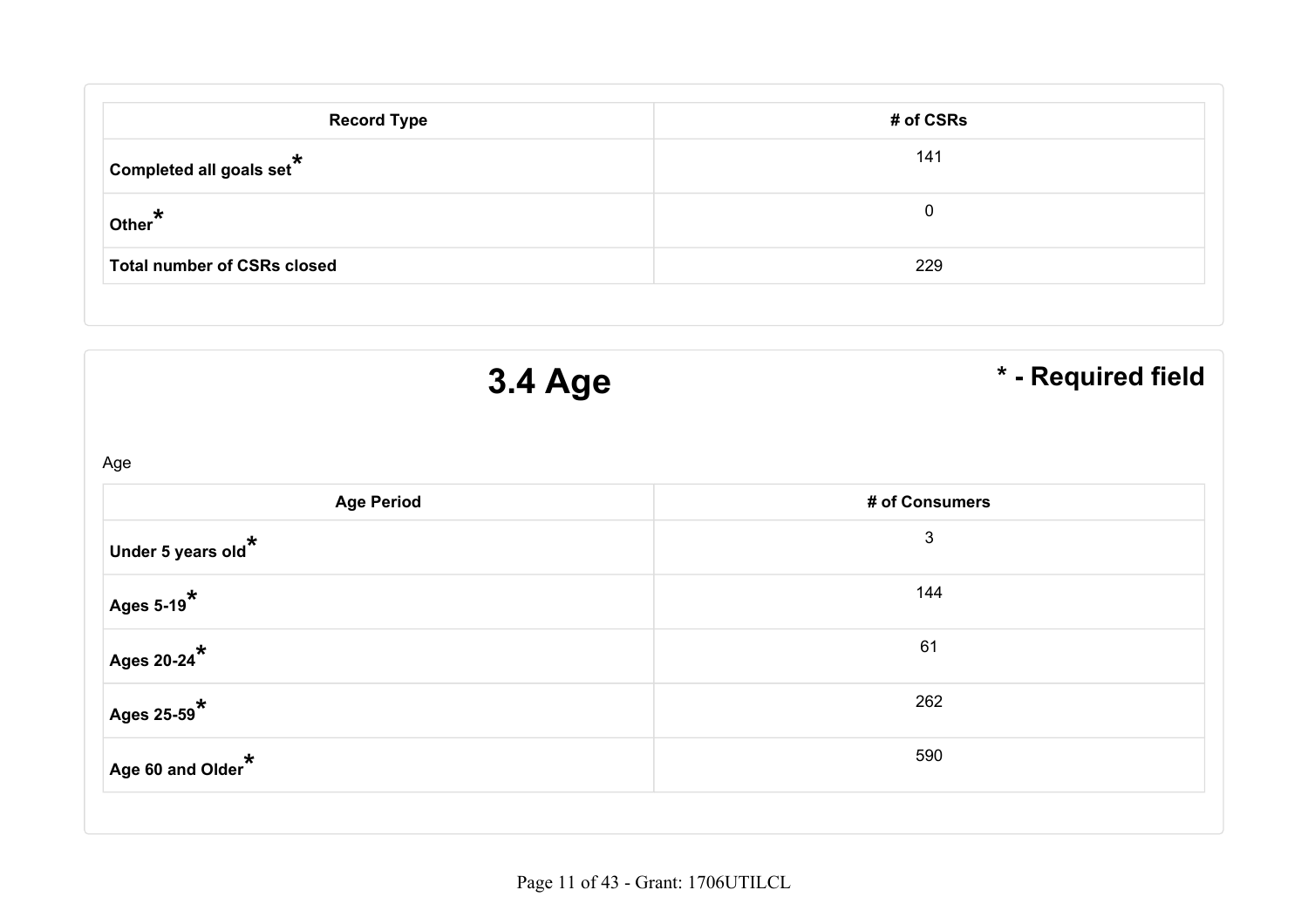| Record Type | # of CSRs |
| --- | --- |
| Completed all goals set* | 141 |
| Other* | 0 |
| Total number of CSRs closed | 229 |

## 3.4 Age

**\* - Required field**

Age

| Age Period | # of Consumers |
| --- | --- |
| Under 5 years old* | 3 |
| Ages 5-19* | 144 |
| Ages 20-24* | 61 |
| Ages 25-59* | 262 |
| Age 60 and Older* | 590 |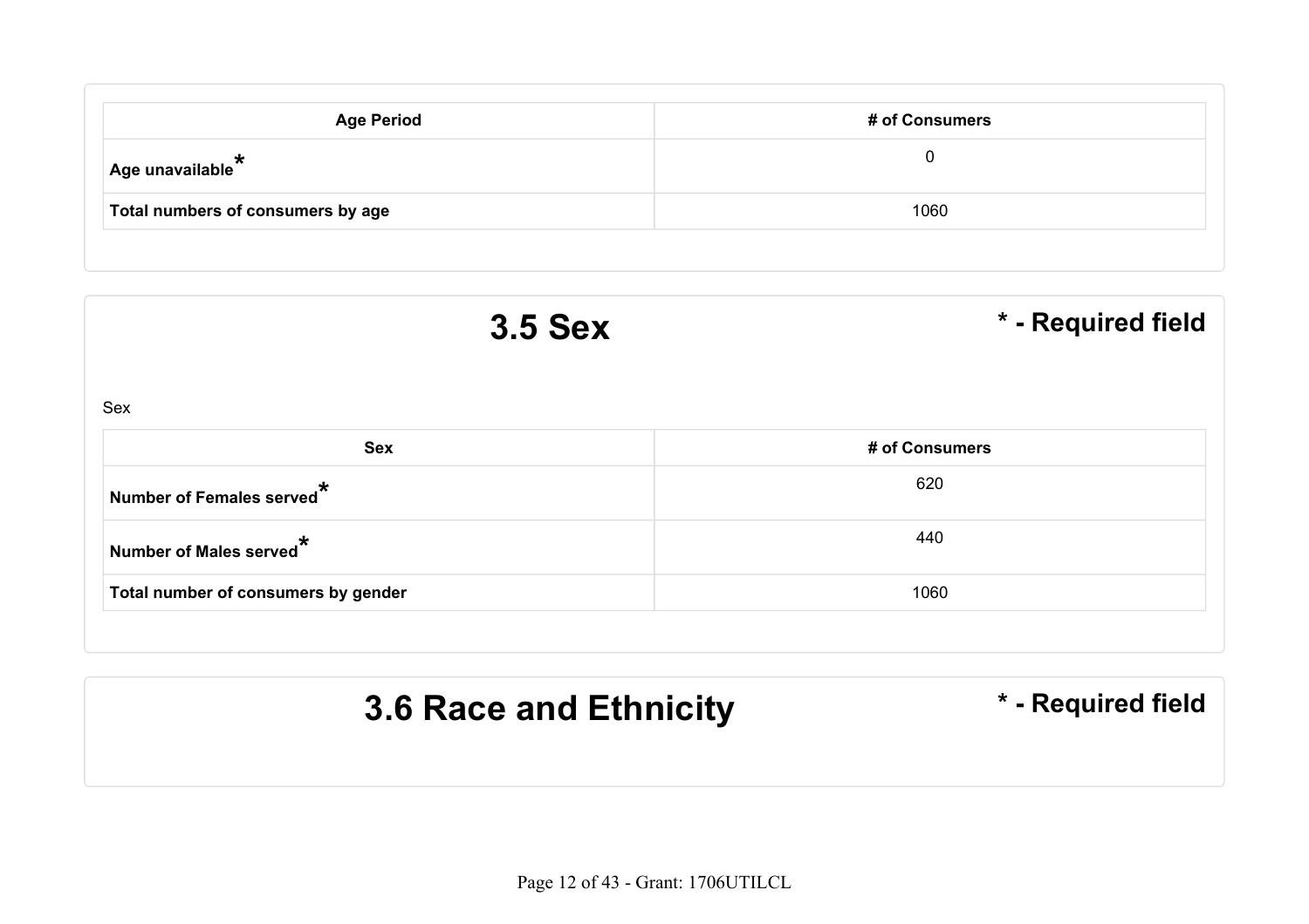| Age Period | # of Consumers |
|---|---|
| Age unavailable* | 0 |
| Total numbers of consumers by age | 1060 |

## 3.5 Sex

* - Required field

Sex

| Sex | # of Consumers |
|---|---|
| Number of Females served* | 620 |
| Number of Males served* | 440 |
| Total number of consumers by gender | 1060 |

## 3.6 Race and Ethnicity

* - Required field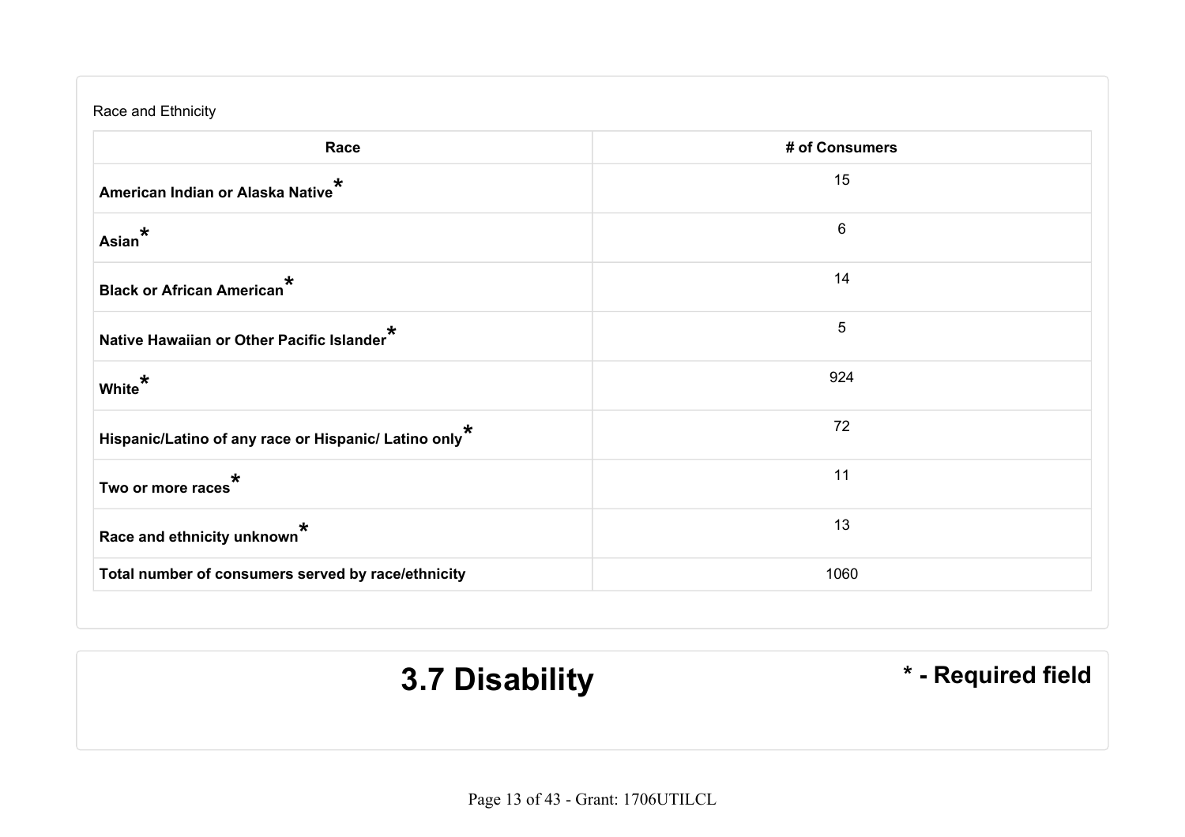Race and Ethnicity

| Race | # of Consumers |
| --- | --- |
| American Indian or Alaska Native* | 15 |
| Asian* | 6 |
| Black or African American* | 14 |
| Native Hawaiian or Other Pacific Islander* | 5 |
| White* | 924 |
| Hispanic/Latino of any race or Hispanic/ Latino only* | 72 |
| Two or more races* | 11 |
| Race and ethnicity unknown* | 13 |
| Total number of consumers served by race/ethnicity | 1060 |

## 3.7 Disability

* - Required field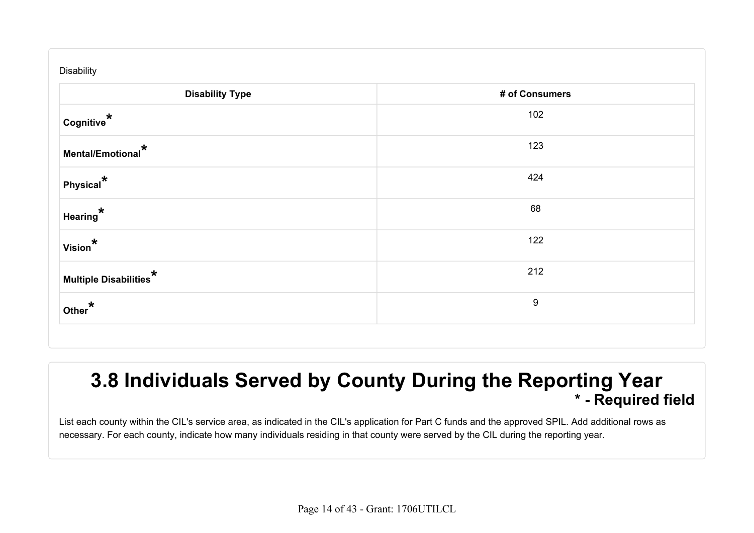Disability

| Disability Type | # of Consumers |
| --- | --- |
| **Cognitive*** | 102 |
| **Mental/Emotional*** | 123 |
| **Physical*** | 424 |
| **Hearing*** | 68 |
| **Vision*** | 122 |
| **Multiple Disabilities*** | 212 |
| **Other*** | 9 |

# 3.8 Individuals Served by County During the Reporting Year

**\* - Required field**

List each county within the CIL's service area, as indicated in the CIL's application for Part C funds and the approved SPIL. Add additional rows as necessary. For each county, indicate how many individuals residing in that county were served by the CIL during the reporting year.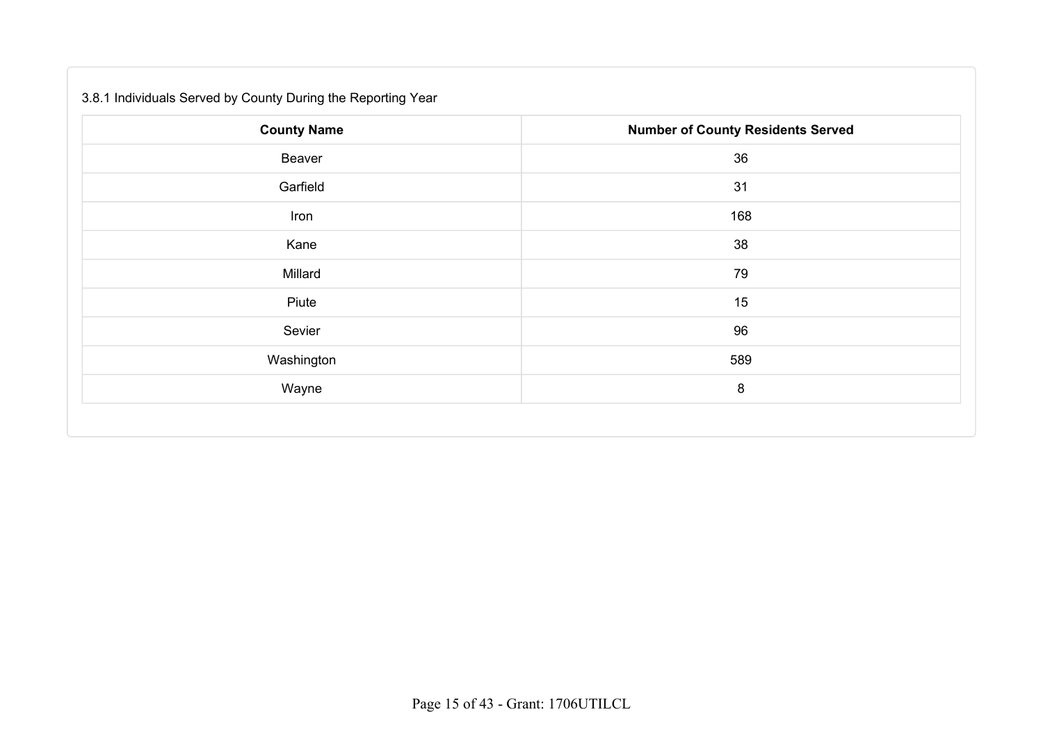3.8.1 Individuals Served by County During the Reporting Year

| County Name | Number of County Residents Served |
| --- | --- |
| Beaver | 36 |
| Garfield | 31 |
| Iron | 168 |
| Kane | 38 |
| Millard | 79 |
| Piute | 15 |
| Sevier | 96 |
| Washington | 589 |
| Wayne | 8 |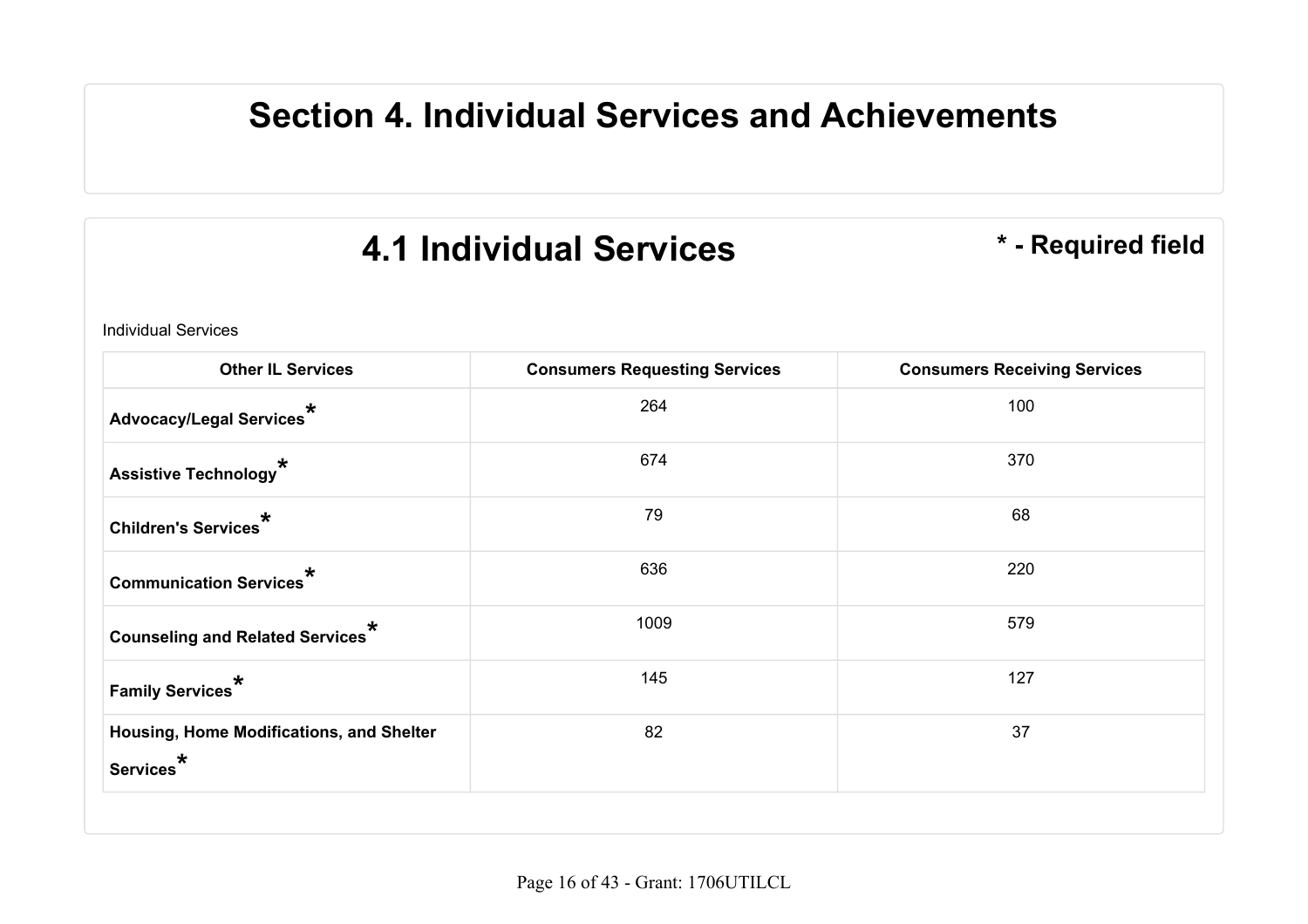# Section 4. Individual Services and Achievements

## 4.1 Individual Services

**\* - Required field**

Individual Services

| Other IL Services | Consumers Requesting Services | Consumers Receiving Services |
| --- | --- | --- |
| **Advocacy/Legal Services*** | 264 | 100 |
| **Assistive Technology*** | 674 | 370 |
| **Children's Services*** | 79 | 68 |
| **Communication Services*** | 636 | 220 |
| **Counseling and Related Services*** | 1009 | 579 |
| **Family Services*** | 145 | 127 |
| **Housing, Home Modifications, and Shelter Services*** | 82 | 37 |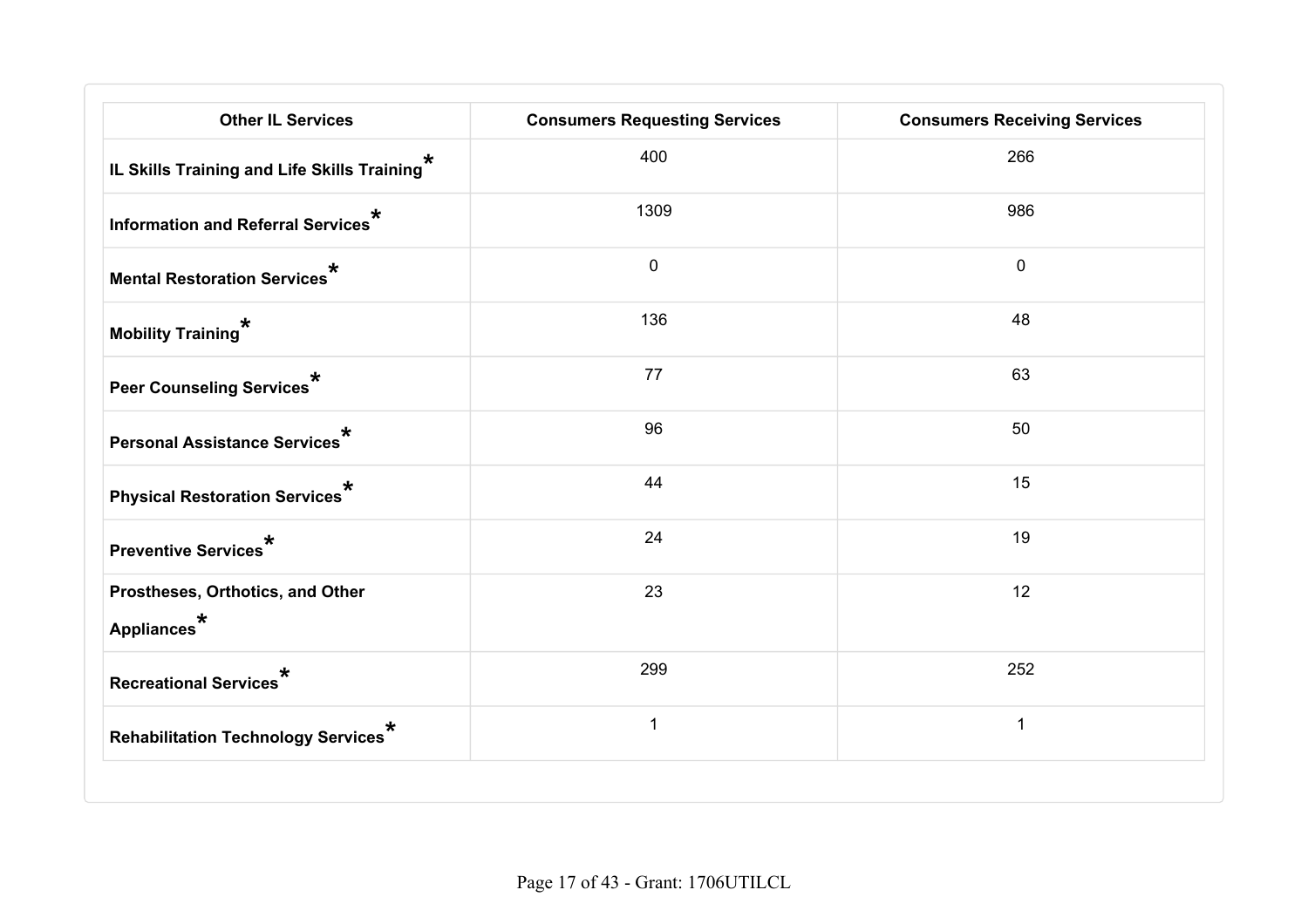| Other IL Services | Consumers Requesting Services | Consumers Receiving Services |
|---|---|---|
| IL Skills Training and Life Skills Training* | 400 | 266 |
| Information and Referral Services* | 1309 | 986 |
| Mental Restoration Services* | 0 | 0 |
| Mobility Training* | 136 | 48 |
| Peer Counseling Services* | 77 | 63 |
| Personal Assistance Services* | 96 | 50 |
| Physical Restoration Services* | 44 | 15 |
| Preventive Services* | 24 | 19 |
| Prostheses, Orthotics, and Other Appliances* | 23 | 12 |
| Recreational Services* | 299 | 252 |
| Rehabilitation Technology Services* | 1 | 1 |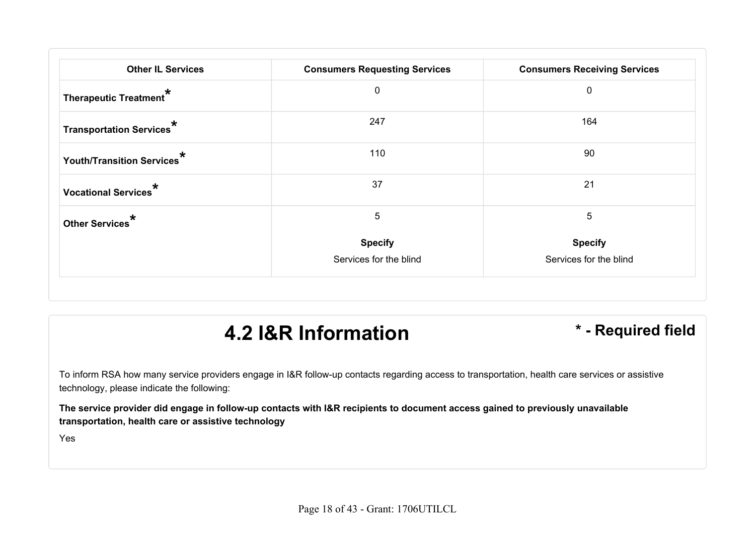| Other IL Services | Consumers Requesting Services | Consumers Receiving Services |
| --- | --- | --- |
| **Therapeutic Treatment*** | 0 | 0 |
| **Transportation Services*** | 247 | 164 |
| **Youth/Transition Services*** | 110 | 90 |
| **Vocational Services*** | 37 | 21 |
| **Other Services*** | 5<br>**Specify**<br>Services for the blind | 5<br>**Specify**<br>Services for the blind |

# 4.2 I&R Information

**\* - Required field**

To inform RSA how many service providers engage in I&R follow-up contacts regarding access to transportation, health care services or assistive technology, please indicate the following:

**The service provider did engage in follow-up contacts with I&R recipients to document access gained to previously unavailable transportation, health care or assistive technology**

Yes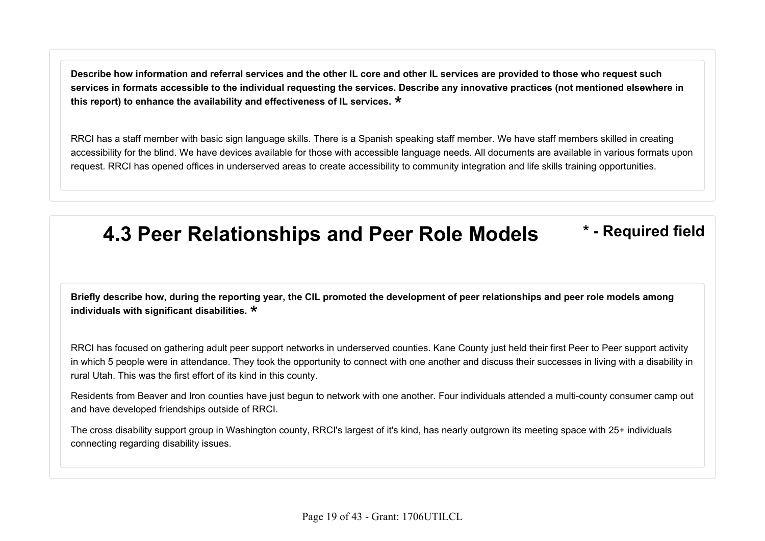**Describe how information and referral services and the other IL core and other IL services are provided to those who request such services in formats accessible to the individual requesting the services. Describe any innovative practices (not mentioned elsewhere in this report) to enhance the availability and effectiveness of IL services. ***

RRCI has a staff member with basic sign language skills. There is a Spanish speaking staff member. We have staff members skilled in creating accessibility for the blind. We have devices available for those with accessible language needs. All documents are available in various formats upon request. RRCI has opened offices in underserved areas to create accessibility to community integration and life skills training opportunities.

# 4.3 Peer Relationships and Peer Role Models

**\* - Required field**

**Briefly describe how, during the reporting year, the CIL promoted the development of peer relationships and peer role models among individuals with significant disabilities. ***

RRCI has focused on gathering adult peer support networks in underserved counties. Kane County just held their first Peer to Peer support activity in which 5 people were in attendance. They took the opportunity to connect with one another and discuss their successes in living with a disability in rural Utah. This was the first effort of its kind in this county.

Residents from Beaver and Iron counties have just begun to network with one another. Four individuals attended a multi-county consumer camp out and have developed friendships outside of RRCI.

The cross disability support group in Washington county, RRCI's largest of it's kind, has nearly outgrown its meeting space with 25+ individuals connecting regarding disability issues.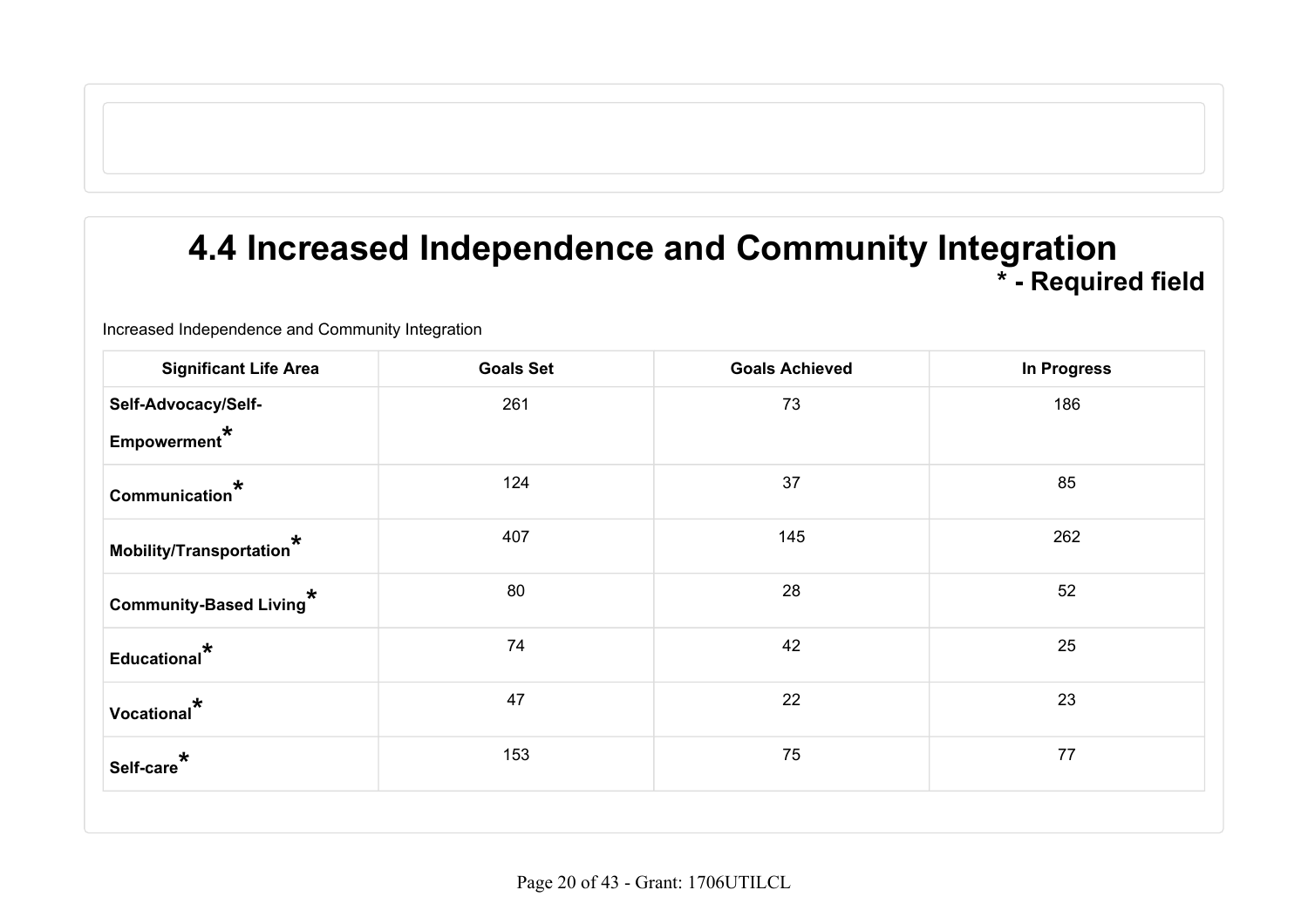# 4.4 Increased Independence and Community Integration

**\* - Required field**

Increased Independence and Community Integration

| Significant Life Area | Goals Set | Goals Achieved | In Progress |
| --- | --- | --- | --- |
| **Self-Advocacy/Self-Empowerment*** | 261 | 73 | 186 |
| **Communication*** | 124 | 37 | 85 |
| **Mobility/Transportation*** | 407 | 145 | 262 |
| **Community-Based Living*** | 80 | 28 | 52 |
| **Educational*** | 74 | 42 | 25 |
| **Vocational*** | 47 | 22 | 23 |
| **Self-care*** | 153 | 75 | 77 |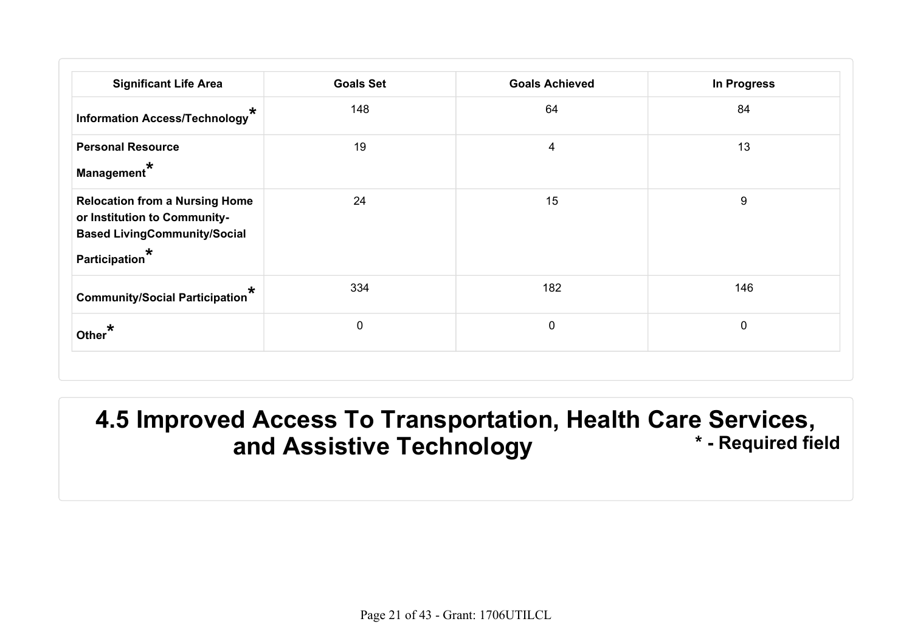| Significant Life Area | Goals Set | Goals Achieved | In Progress |
| --- | --- | --- | --- |
| Information Access/Technology* | 148 | 64 | 84 |
| Personal Resource Management* | 19 | 4 | 13 |
| Relocation from a Nursing Home or Institution to Community-Based LivingCommunity/Social Participation* | 24 | 15 | 9 |
| Community/Social Participation* | 334 | 182 | 146 |
| Other* | 0 | 0 | 0 |

## 4.5 Improved Access To Transportation, Health Care Services, and Assistive Technology

**\* - Required field**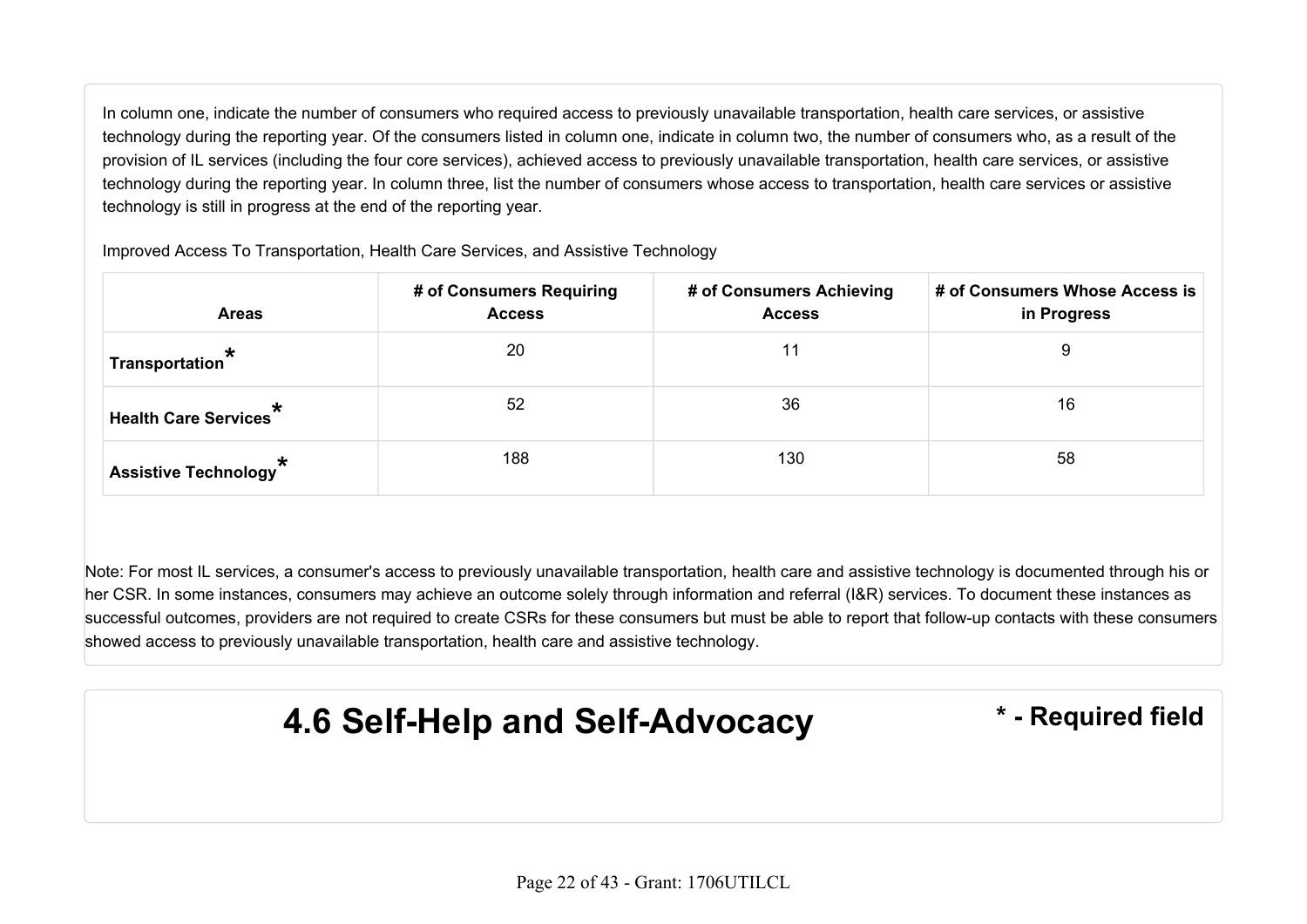In column one, indicate the number of consumers who required access to previously unavailable transportation, health care services, or assistive technology during the reporting year. Of the consumers listed in column one, indicate in column two, the number of consumers who, as a result of the provision of IL services (including the four core services), achieved access to previously unavailable transportation, health care services, or assistive technology during the reporting year. In column three, list the number of consumers whose access to transportation, health care services or assistive technology is still in progress at the end of the reporting year.

Improved Access To Transportation, Health Care Services, and Assistive Technology

| Areas | # of Consumers Requiring Access | # of Consumers Achieving Access | # of Consumers Whose Access is in Progress |
|---|---|---|---|
| **Transportation*** | 20 | 11 | 9 |
| **Health Care Services*** | 52 | 36 | 16 |
| **Assistive Technology*** | 188 | 130 | 58 |

Note: For most IL services, a consumer's access to previously unavailable transportation, health care and assistive technology is documented through his or her CSR. In some instances, consumers may achieve an outcome solely through information and referral (I&R) services. To document these instances as successful outcomes, providers are not required to create CSRs for these consumers but must be able to report that follow-up contacts with these consumers showed access to previously unavailable transportation, health care and assistive technology.

## 4.6 Self-Help and Self-Advocacy

**\* - Required field**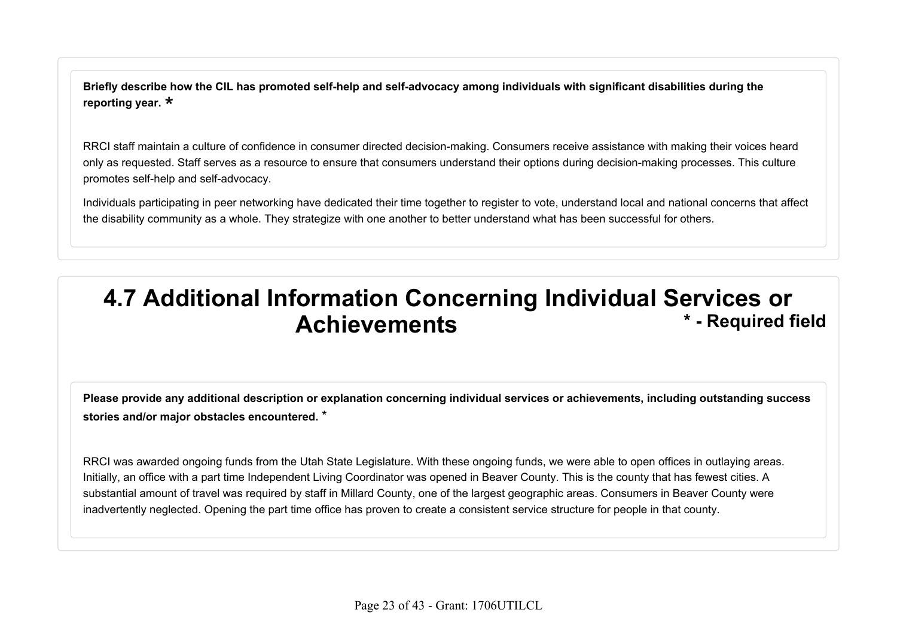**Briefly describe how the CIL has promoted self-help and self-advocacy among individuals with significant disabilities during the reporting year. ***

RRCI staff maintain a culture of confidence in consumer directed decision-making. Consumers receive assistance with making their voices heard only as requested. Staff serves as a resource to ensure that consumers understand their options during decision-making processes. This culture promotes self-help and self-advocacy.

Individuals participating in peer networking have dedicated their time together to register to vote, understand local and national concerns that affect the disability community as a whole. They strategize with one another to better understand what has been successful for others.

# 4.7 Additional Information Concerning Individual Services or Achievements

**\* - Required field**

**Please provide any additional description or explanation concerning individual services or achievements, including outstanding success stories and/or major obstacles encountered. ***

RRCI was awarded ongoing funds from the Utah State Legislature. With these ongoing funds, we were able to open offices in outlaying areas. Initially, an office with a part time Independent Living Coordinator was opened in Beaver County. This is the county that has fewest cities. A substantial amount of travel was required by staff in Millard County, one of the largest geographic areas. Consumers in Beaver County were inadvertently neglected. Opening the part time office has proven to create a consistent service structure for people in that county.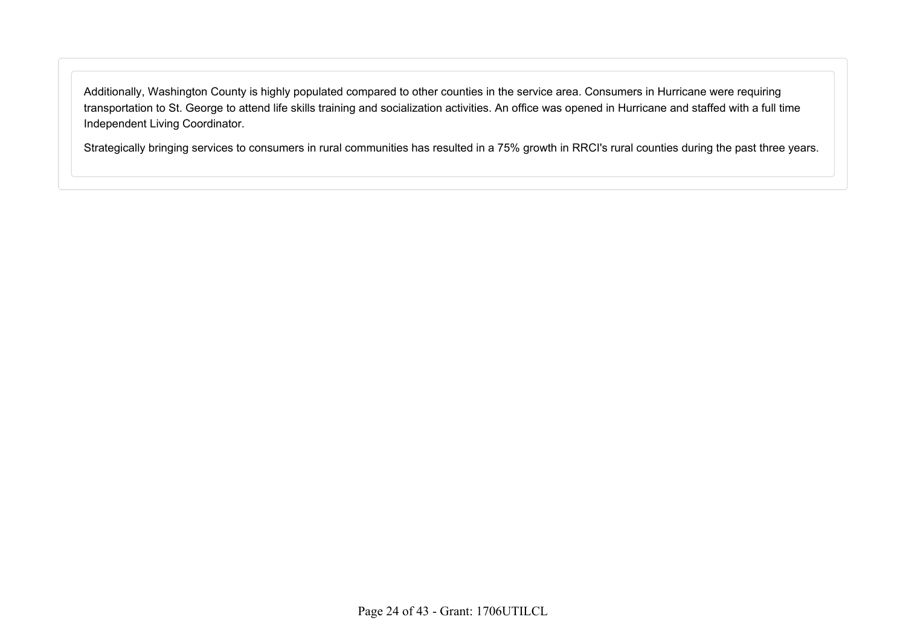Additionally, Washington County is highly populated compared to other counties in the service area. Consumers in Hurricane were requiring transportation to St. George to attend life skills training and socialization activities. An office was opened in Hurricane and staffed with a full time Independent Living Coordinator.

Strategically bringing services to consumers in rural communities has resulted in a 75% growth in RRCI's rural counties during the past three years.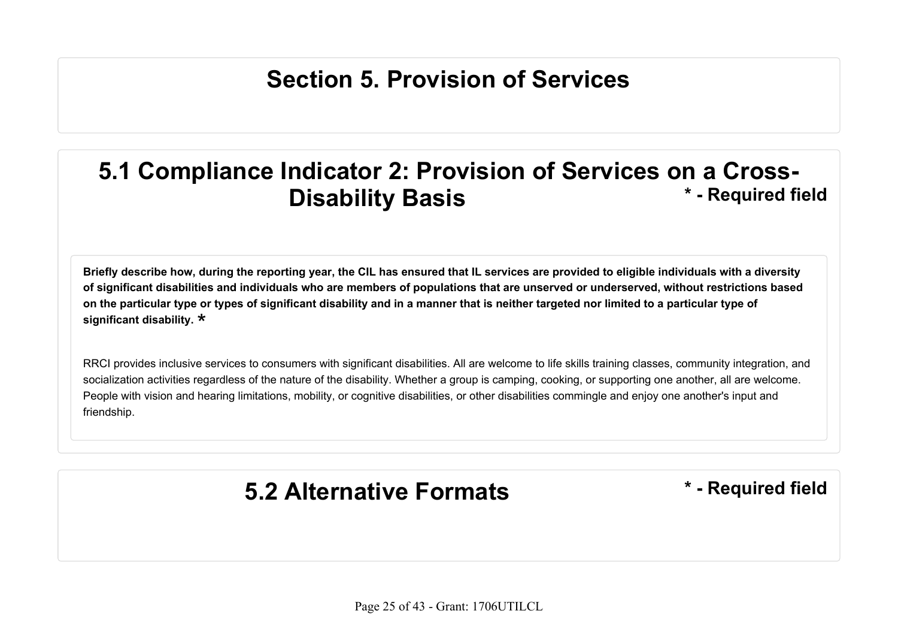# Section 5. Provision of Services

## 5.1 Compliance Indicator 2: Provision of Services on a Cross-Disability Basis

* - Required field

**Briefly describe how, during the reporting year, the CIL has ensured that IL services are provided to eligible individuals with a diversity of significant disabilities and individuals who are members of populations that are unserved or underserved, without restrictions based on the particular type or types of significant disability and in a manner that is neither targeted nor limited to a particular type of significant disability. ***

RRCI provides inclusive services to consumers with significant disabilities. All are welcome to life skills training classes, community integration, and socialization activities regardless of the nature of the disability. Whether a group is camping, cooking, or supporting one another, all are welcome. People with vision and hearing limitations, mobility, or cognitive disabilities, or other disabilities commingle and enjoy one another's input and friendship.

## 5.2 Alternative Formats

* - Required field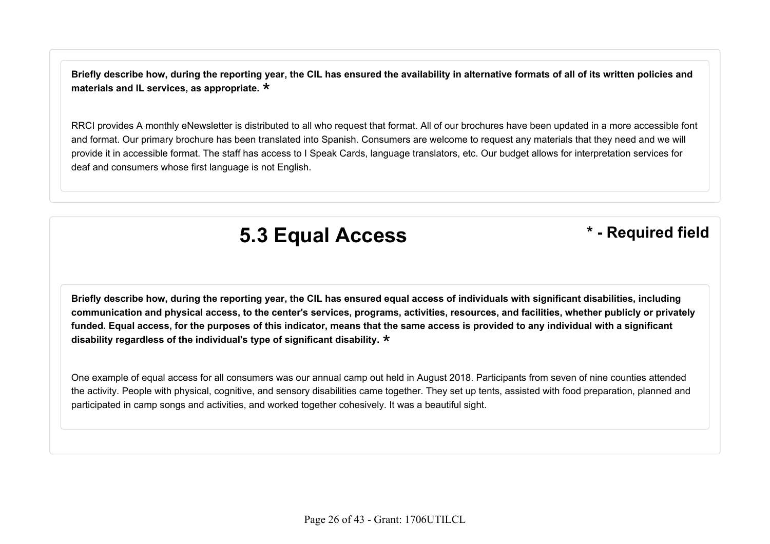**Briefly describe how, during the reporting year, the CIL has ensured the availability in alternative formats of all of its written policies and materials and IL services, as appropriate. ***

RRCI provides A monthly eNewsletter is distributed to all who request that format. All of our brochures have been updated in a more accessible font and format. Our primary brochure has been translated into Spanish. Consumers are welcome to request any materials that they need and we will provide it in accessible format. The staff has access to I Speak Cards, language translators, etc. Our budget allows for interpretation services for deaf and consumers whose first language is not English.

## 5.3 Equal Access

**\* - Required field**

**Briefly describe how, during the reporting year, the CIL has ensured equal access of individuals with significant disabilities, including communication and physical access, to the center's services, programs, activities, resources, and facilities, whether publicly or privately funded. Equal access, for the purposes of this indicator, means that the same access is provided to any individual with a significant disability regardless of the individual's type of significant disability. ***

One example of equal access for all consumers was our annual camp out held in August 2018. Participants from seven of nine counties attended the activity. People with physical, cognitive, and sensory disabilities came together. They set up tents, assisted with food preparation, planned and participated in camp songs and activities, and worked together cohesively. It was a beautiful sight.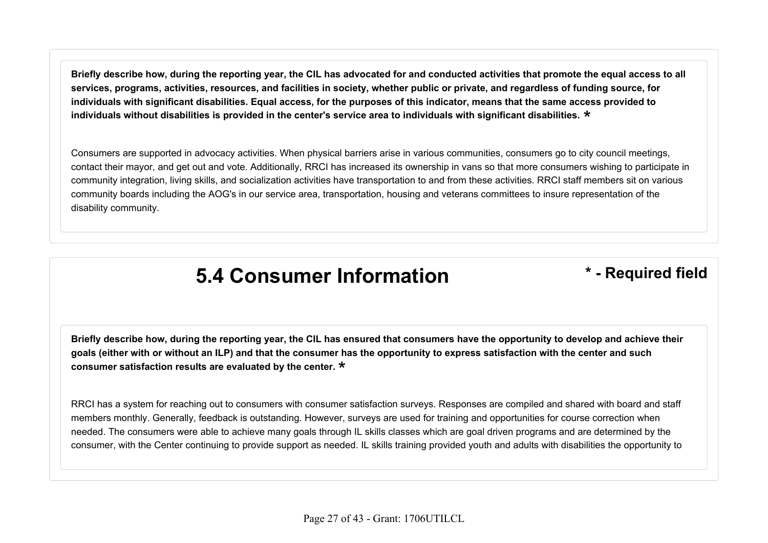**Briefly describe how, during the reporting year, the CIL has advocated for and conducted activities that promote the equal access to all services, programs, activities, resources, and facilities in society, whether public or private, and regardless of funding source, for individuals with significant disabilities. Equal access, for the purposes of this indicator, means that the same access provided to individuals without disabilities is provided in the center's service area to individuals with significant disabilities. ***

Consumers are supported in advocacy activities. When physical barriers arise in various communities, consumers go to city council meetings, contact their mayor, and get out and vote. Additionally, RRCI has increased its ownership in vans so that more consumers wishing to participate in community integration, living skills, and socialization activities have transportation to and from these activities. RRCI staff members sit on various community boards including the AOG's in our service area, transportation, housing and veterans committees to insure representation of the disability community.

# 5.4 Consumer Information

**\* - Required field**

**Briefly describe how, during the reporting year, the CIL has ensured that consumers have the opportunity to develop and achieve their goals (either with or without an ILP) and that the consumer has the opportunity to express satisfaction with the center and such consumer satisfaction results are evaluated by the center. ***

RRCI has a system for reaching out to consumers with consumer satisfaction surveys. Responses are compiled and shared with board and staff members monthly. Generally, feedback is outstanding. However, surveys are used for training and opportunities for course correction when needed. The consumers were able to achieve many goals through IL skills classes which are goal driven programs and are determined by the consumer, with the Center continuing to provide support as needed. IL skills training provided youth and adults with disabilities the opportunity to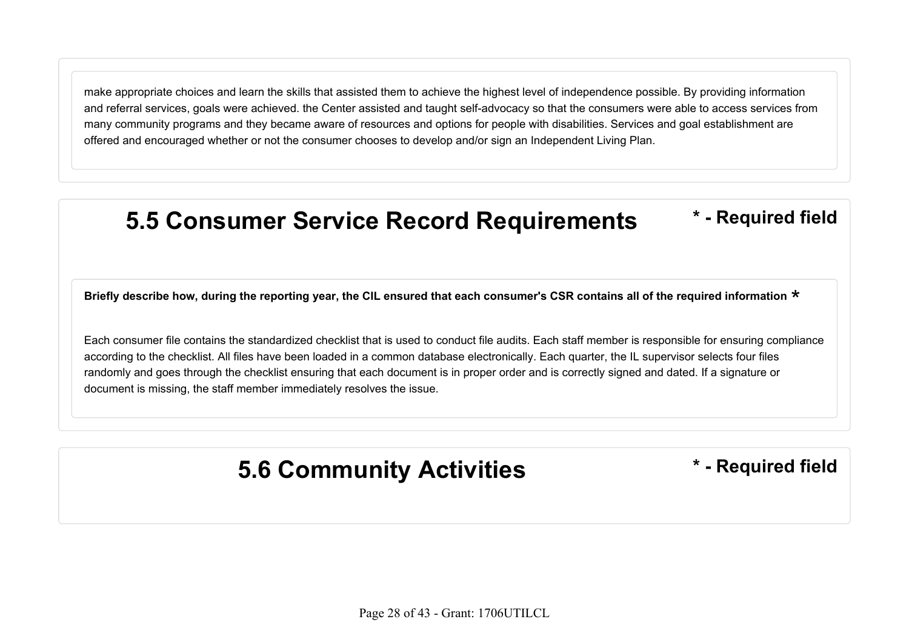make appropriate choices and learn the skills that assisted them to achieve the highest level of independence possible. By providing information and referral services, goals were achieved. the Center assisted and taught self-advocacy so that the consumers were able to access services from many community programs and they became aware of resources and options for people with disabilities. Services and goal establishment are offered and encouraged whether or not the consumer chooses to develop and/or sign an Independent Living Plan.

## 5.5 Consumer Service Record Requirements

**\* - Required field**

**Briefly describe how, during the reporting year, the CIL ensured that each consumer's CSR contains all of the required information \***

Each consumer file contains the standardized checklist that is used to conduct file audits. Each staff member is responsible for ensuring compliance according to the checklist. All files have been loaded in a common database electronically. Each quarter, the IL supervisor selects four files randomly and goes through the checklist ensuring that each document is in proper order and is correctly signed and dated. If a signature or document is missing, the staff member immediately resolves the issue.

## 5.6 Community Activities

**\* - Required field**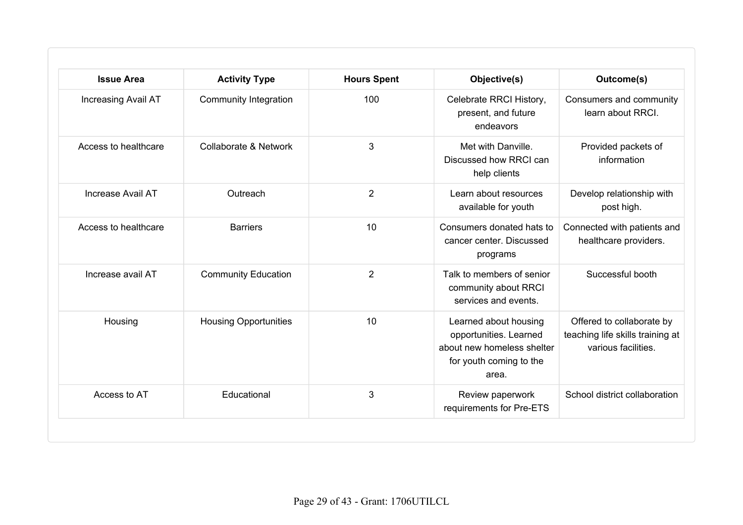| Issue Area | Activity Type | Hours Spent | Objective(s) | Outcome(s) |
| --- | --- | --- | --- | --- |
| Increasing Avail AT | Community Integration | 100 | Celebrate RRCI History, present, and future endeavors | Consumers and community learn about RRCI. |
| Access to healthcare | Collaborate & Network | 3 | Met with Danville. Discussed how RRCI can help clients | Provided packets of information |
| Increase Avail AT | Outreach | 2 | Learn about resources available for youth | Develop relationship with post high. |
| Access to healthcare | Barriers | 10 | Consumers donated hats to cancer center. Discussed programs | Connected with patients and healthcare providers. |
| Increase avail AT | Community Education | 2 | Talk to members of senior community about RRCI services and events. | Successful booth |
| Housing | Housing Opportunities | 10 | Learned about housing opportunities. Learned about new homeless shelter for youth coming to the area. | Offered to collaborate by teaching life skills training at various facilities. |
| Access to AT | Educational | 3 | Review paperwork requirements for Pre-ETS | School district collaboration |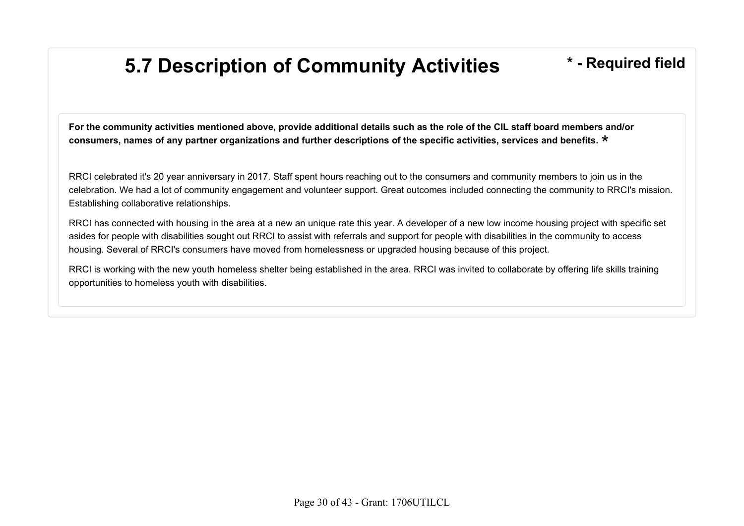# 5.7 Description of Community Activities

**\* - Required field**

**For the community activities mentioned above, provide additional details such as the role of the CIL staff board members and/or consumers, names of any partner organizations and further descriptions of the specific activities, services and benefits. \***

RRCI celebrated it's 20 year anniversary in 2017. Staff spent hours reaching out to the consumers and community members to join us in the celebration. We had a lot of community engagement and volunteer support. Great outcomes included connecting the community to RRCI's mission. Establishing collaborative relationships.

RRCI has connected with housing in the area at a new an unique rate this year. A developer of a new low income housing project with specific set asides for people with disabilities sought out RRCI to assist with referrals and support for people with disabilities in the community to access housing. Several of RRCI's consumers have moved from homelessness or upgraded housing because of this project.

RRCI is working with the new youth homeless shelter being established in the area. RRCI was invited to collaborate by offering life skills training opportunities to homeless youth with disabilities.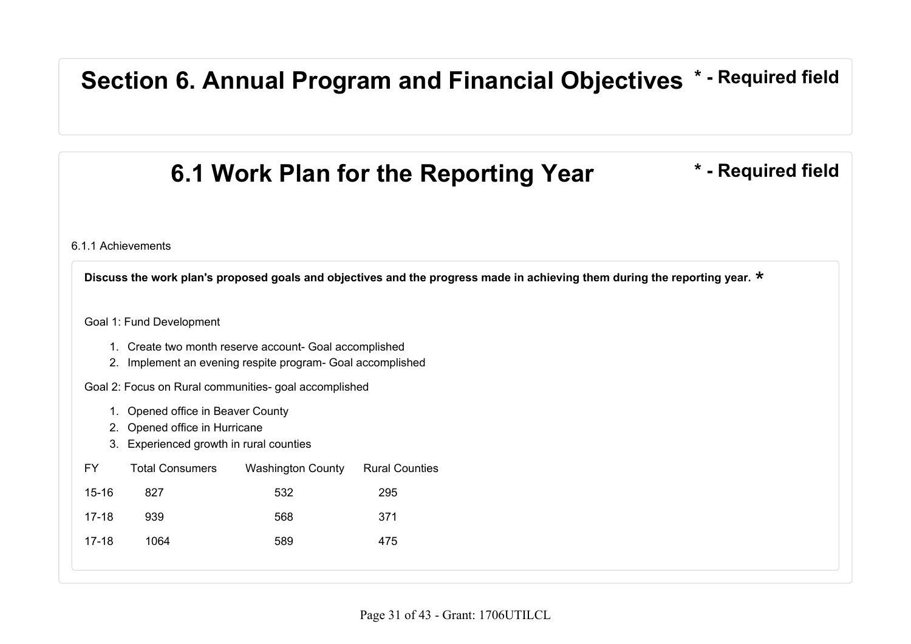# Section 6. Annual Program and Financial Objectives

* - Required field

## 6.1 Work Plan for the Reporting Year

* - Required field

6.1.1 Achievements

**Discuss the work plan's proposed goals and objectives and the progress made in achieving them during the reporting year.** *

Goal 1: Fund Development

1. Create two month reserve account- Goal accomplished
2. Implement an evening respite program- Goal accomplished

Goal 2: Focus on Rural communities- goal accomplished

1. Opened office in Beaver County
2. Opened office in Hurricane
3. Experienced growth in rural counties

| FY | Total Consumers | Washington County | Rural Counties |
|---|---|---|---|
| 15-16 | 827 | 532 | 295 |
| 17-18 | 939 | 568 | 371 |
| 17-18 | 1064 | 589 | 475 |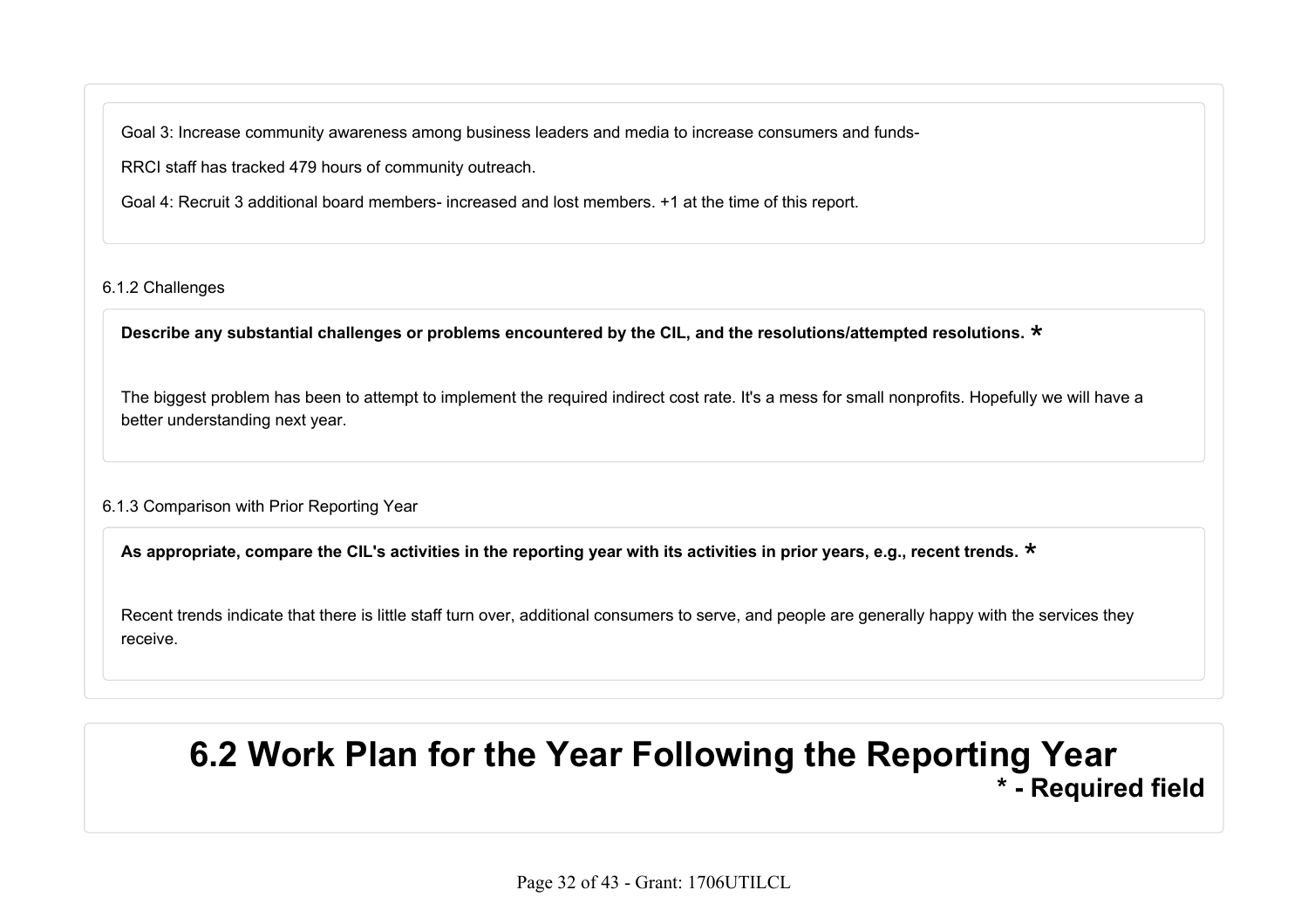Goal 3: Increase community awareness among business leaders and media to increase consumers and funds-

RRCI staff has tracked 479 hours of community outreach.

Goal 4: Recruit 3 additional board members- increased and lost members. +1 at the time of this report.

6.1.2 Challenges

**Describe any substantial challenges or problems encountered by the CIL, and the resolutions/attempted resolutions. ***

The biggest problem has been to attempt to implement the required indirect cost rate. It's a mess for small nonprofits. Hopefully we will have a better understanding next year.

6.1.3 Comparison with Prior Reporting Year

**As appropriate, compare the CIL's activities in the reporting year with its activities in prior years, e.g., recent trends. ***

Recent trends indicate that there is little staff turn over, additional consumers to serve, and people are generally happy with the services they receive.

## 6.2 Work Plan for the Year Following the Reporting Year

**\* - Required field**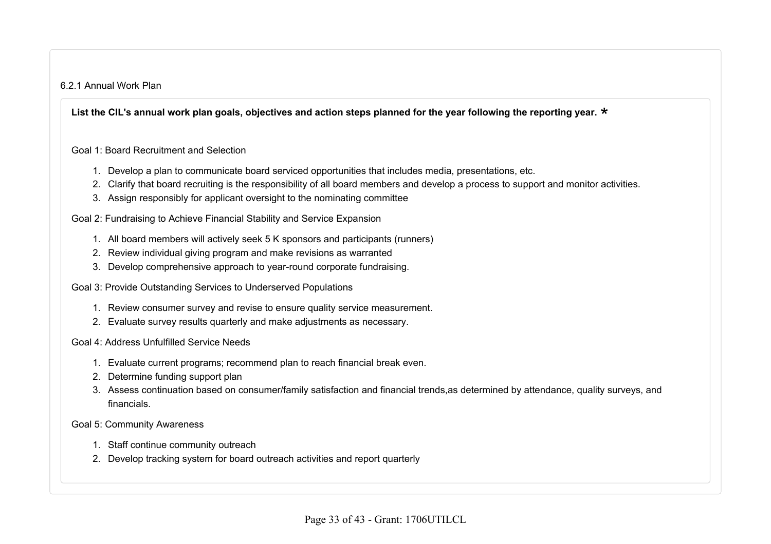### 6.2.1 Annual Work Plan

**List the CIL's annual work plan goals, objectives and action steps planned for the year following the reporting year. ***

Goal 1: Board Recruitment and Selection

1. Develop a plan to communicate board serviced opportunities that includes media, presentations, etc.
2. Clarify that board recruiting is the responsibility of all board members and develop a process to support and monitor activities.
3. Assign responsibly for applicant oversight to the nominating committee

Goal 2: Fundraising to Achieve Financial Stability and Service Expansion

1. All board members will actively seek 5 K sponsors and participants (runners)
2. Review individual giving program and make revisions as warranted
3. Develop comprehensive approach to year-round corporate fundraising.

Goal 3: Provide Outstanding Services to Underserved Populations

1. Review consumer survey and revise to ensure quality service measurement.
2. Evaluate survey results quarterly and make adjustments as necessary.

Goal 4: Address Unfulfilled Service Needs

1. Evaluate current programs; recommend plan to reach financial break even.
2. Determine funding support plan
3. Assess continuation based on consumer/family satisfaction and financial trends,as determined by attendance, quality surveys, and financials.

Goal 5: Community Awareness

1. Staff continue community outreach
2. Develop tracking system for board outreach activities and report quarterly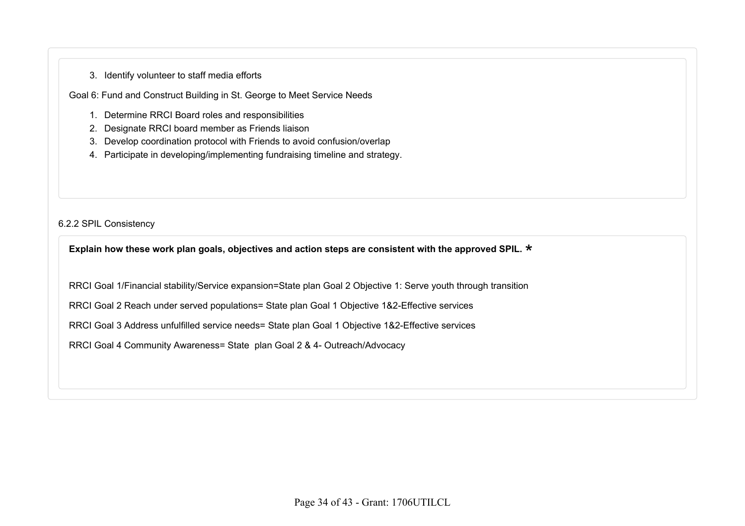3. Identify volunteer to staff media efforts

Goal 6: Fund and Construct Building in St. George to Meet Service Needs

1. Determine RRCI Board roles and responsibilities
2. Designate RRCI board member as Friends liaison
3. Develop coordination protocol with Friends to avoid confusion/overlap
4. Participate in developing/implementing fundraising timeline and strategy.

6.2.2 SPIL Consistency

**Explain how these work plan goals, objectives and action steps are consistent with the approved SPIL. \***

RRCI Goal 1/Financial stability/Service expansion=State plan Goal 2 Objective 1: Serve youth through transition

RRCI Goal 2 Reach under served populations= State plan Goal 1 Objective 1&2-Effective services

RRCI Goal 3 Address unfulfilled service needs= State plan Goal 1 Objective 1&2-Effective services

RRCI Goal 4 Community Awareness= State plan Goal 2 & 4- Outreach/Advocacy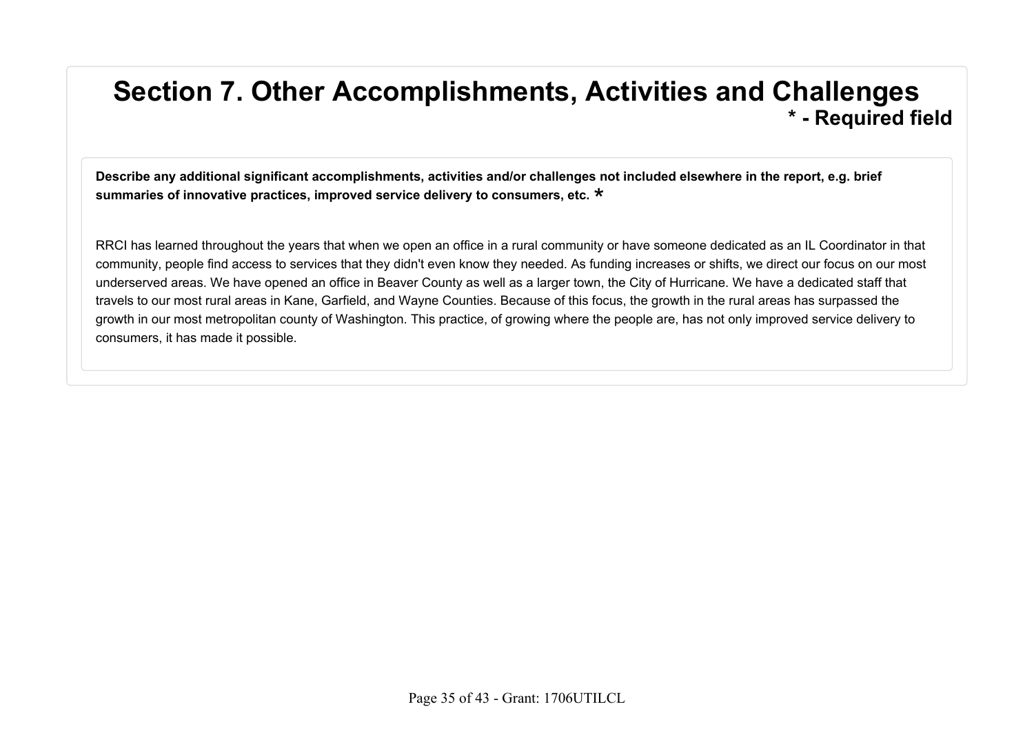# Section 7. Other Accomplishments, Activities and Challenges

**\* - Required field**

**Describe any additional significant accomplishments, activities and/or challenges not included elsewhere in the report, e.g. brief summaries of innovative practices, improved service delivery to consumers, etc. \***

RRCI has learned throughout the years that when we open an office in a rural community or have someone dedicated as an IL Coordinator in that community, people find access to services that they didn't even know they needed. As funding increases or shifts, we direct our focus on our most underserved areas. We have opened an office in Beaver County as well as a larger town, the City of Hurricane. We have a dedicated staff that travels to our most rural areas in Kane, Garfield, and Wayne Counties. Because of this focus, the growth in the rural areas has surpassed the growth in our most metropolitan county of Washington. This practice, of growing where the people are, has not only improved service delivery to consumers, it has made it possible.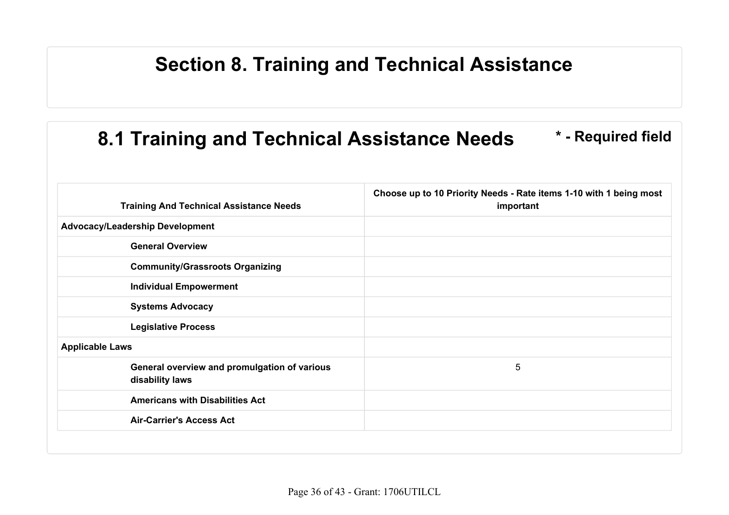# Section 8. Training and Technical Assistance

## 8.1 Training and Technical Assistance Needs

**\* - Required field**

| Training And Technical Assistance Needs | Choose up to 10 Priority Needs - Rate items 1-10 with 1 being most important |
|---|---|
| **Advocacy/Leadership Development** | |
| General Overview | |
| Community/Grassroots Organizing | |
| Individual Empowerment | |
| Systems Advocacy | |
| Legislative Process | |
| **Applicable Laws** | |
| General overview and promulgation of various disability laws | 5 |
| Americans with Disabilities Act | |
| Air-Carrier's Access Act | |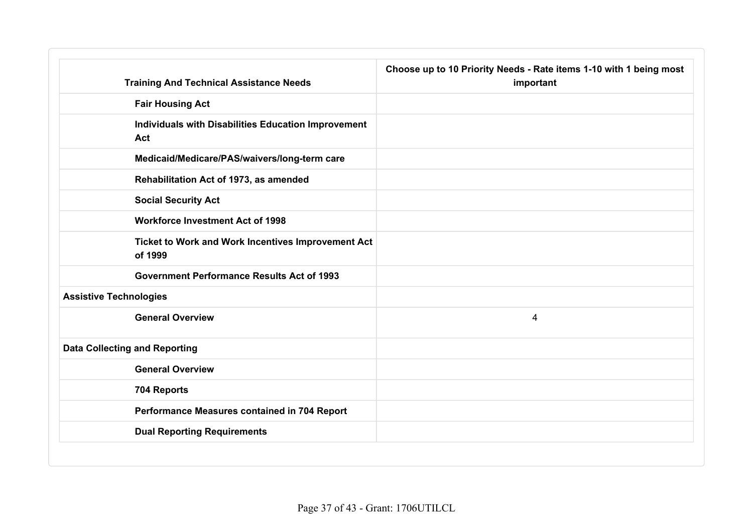| Training And Technical Assistance Needs | Choose up to 10 Priority Needs - Rate items 1-10 with 1 being most important |
|---|---|
| Fair Housing Act | |
| Individuals with Disabilities Education Improvement Act | |
| Medicaid/Medicare/PAS/waivers/long-term care | |
| Rehabilitation Act of 1973, as amended | |
| Social Security Act | |
| Workforce Investment Act of 1998 | |
| Ticket to Work and Work Incentives Improvement Act of 1999 | |
| Government Performance Results Act of 1993 | |
| **Assistive Technologies** | |
| General Overview | 4 |
| **Data Collecting and Reporting** | |
| General Overview | |
| 704 Reports | |
| Performance Measures contained in 704 Report | |
| Dual Reporting Requirements | |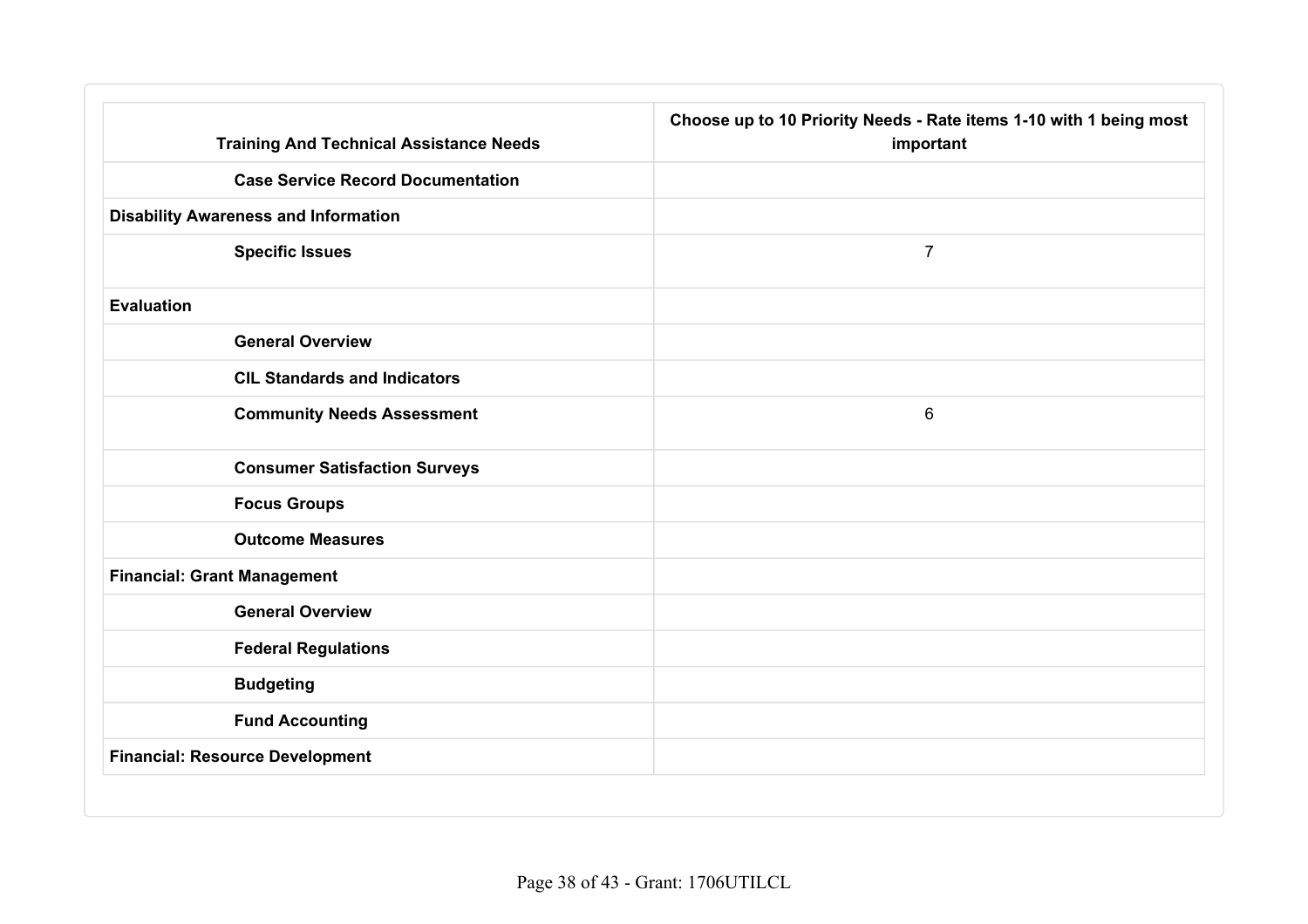| Training And Technical Assistance Needs | Choose up to 10 Priority Needs - Rate items 1-10 with 1 being most important |
|---|---|
| Case Service Record Documentation | |
| Disability Awareness and Information | |
| Specific Issues | 7 |
| Evaluation | |
| General Overview | |
| CIL Standards and Indicators | |
| Community Needs Assessment | 6 |
| Consumer Satisfaction Surveys | |
| Focus Groups | |
| Outcome Measures | |
| Financial: Grant Management | |
| General Overview | |
| Federal Regulations | |
| Budgeting | |
| Fund Accounting | |
| Financial: Resource Development | |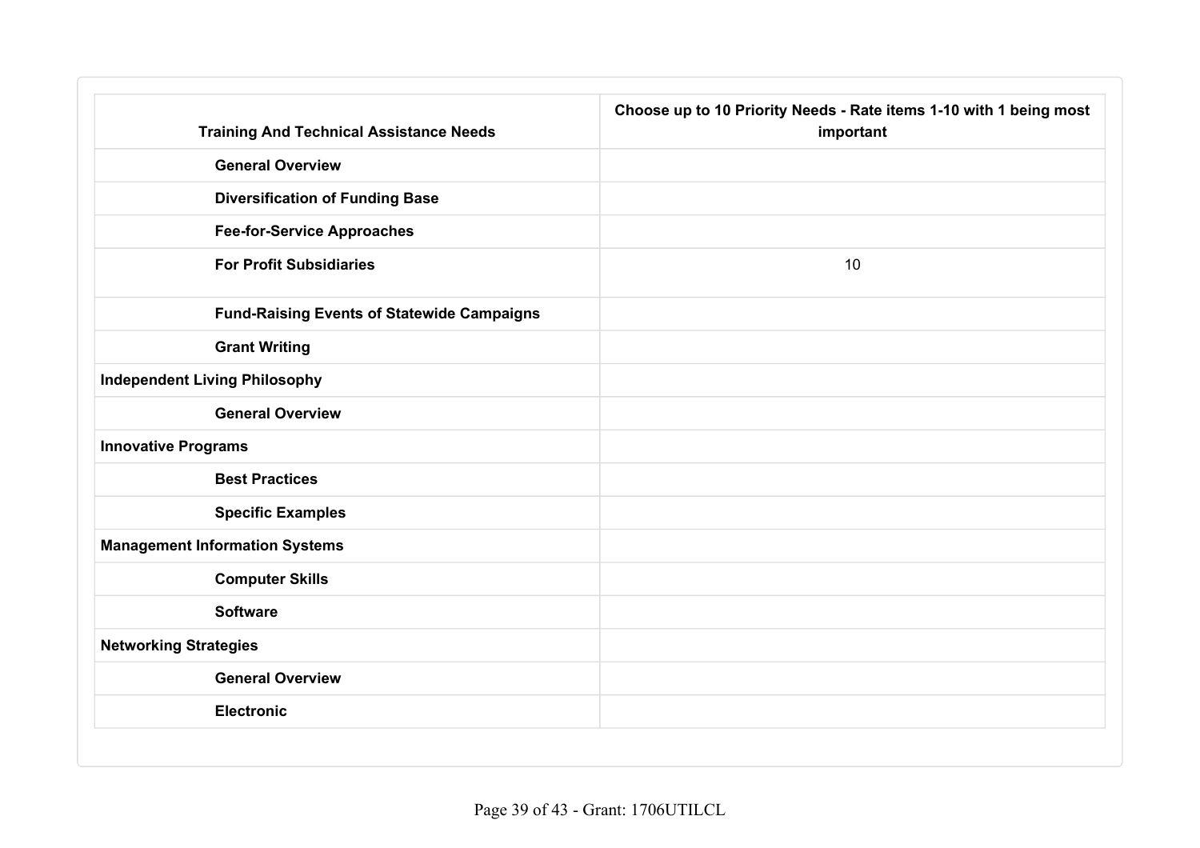| Training And Technical Assistance Needs | Choose up to 10 Priority Needs - Rate items 1-10 with 1 being most important |
|---|---|
| General Overview | |
| Diversification of Funding Base | |
| Fee-for-Service Approaches | |
| For Profit Subsidiaries | 10 |
| Fund-Raising Events of Statewide Campaigns | |
| Grant Writing | |
| **Independent Living Philosophy** | |
| General Overview | |
| **Innovative Programs** | |
| Best Practices | |
| Specific Examples | |
| **Management Information Systems** | |
| Computer Skills | |
| Software | |
| **Networking Strategies** | |
| General Overview | |
| Electronic | |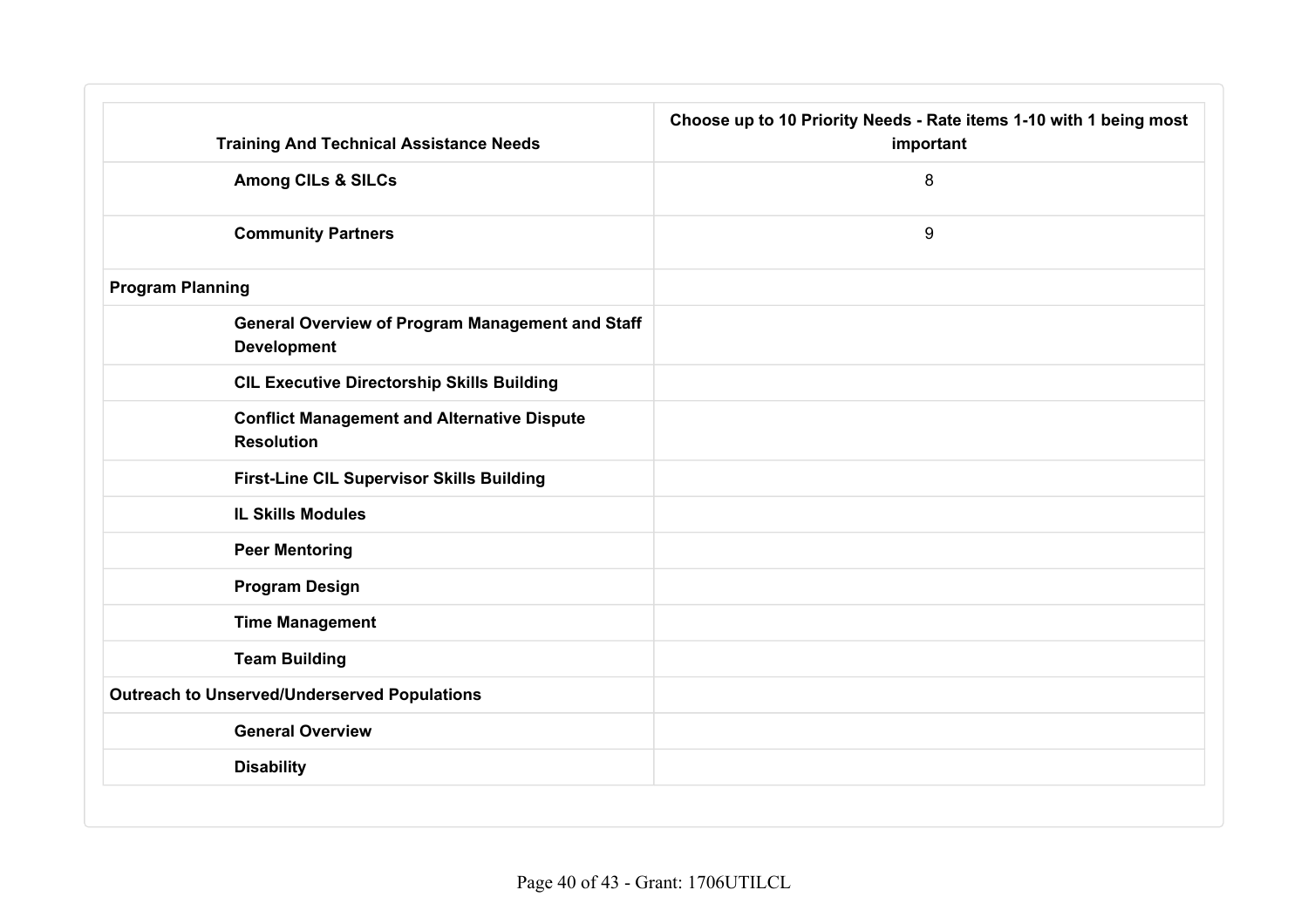| Training And Technical Assistance Needs | Choose up to 10 Priority Needs - Rate items 1-10 with 1 being most important |
|---|---|
| **Among CILs & SILCs** | 8 |
| **Community Partners** | 9 |
| **Program Planning** | |
| **General Overview of Program Management and Staff Development** | |
| **CIL Executive Directorship Skills Building** | |
| **Conflict Management and Alternative Dispute Resolution** | |
| **First-Line CIL Supervisor Skills Building** | |
| **IL Skills Modules** | |
| **Peer Mentoring** | |
| **Program Design** | |
| **Time Management** | |
| **Team Building** | |
| **Outreach to Unserved/Underserved Populations** | |
| **General Overview** | |
| **Disability** | |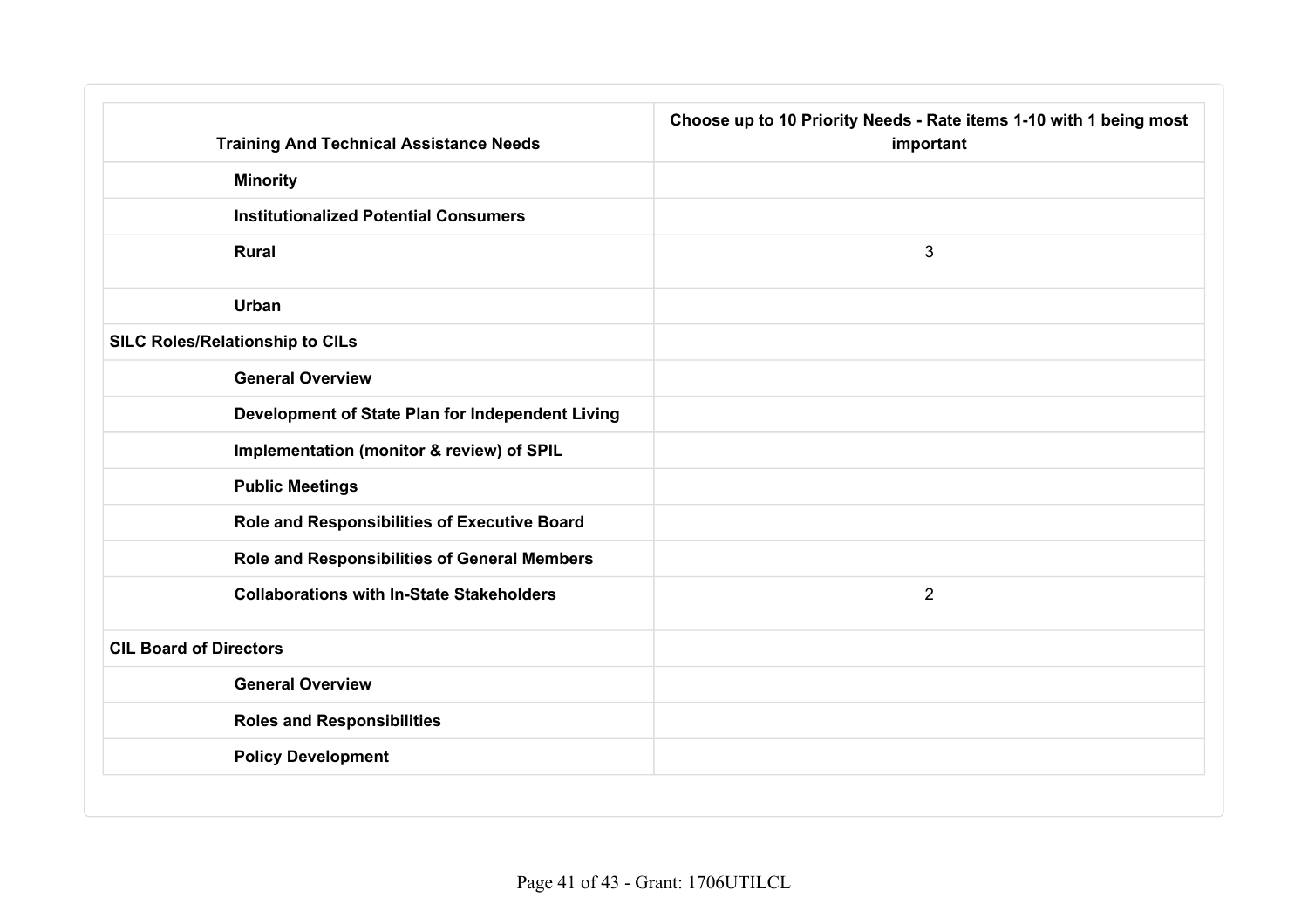| Training And Technical Assistance Needs | Choose up to 10 Priority Needs - Rate items 1-10 with 1 being most important |
|---|---|
| Minority | |
| Institutionalized Potential Consumers | |
| Rural | 3 |
| Urban | |
| **SILC Roles/Relationship to CILs** | |
| General Overview | |
| Development of State Plan for Independent Living | |
| Implementation (monitor & review) of SPIL | |
| Public Meetings | |
| Role and Responsibilities of Executive Board | |
| Role and Responsibilities of General Members | |
| Collaborations with In-State Stakeholders | 2 |
| **CIL Board of Directors** | |
| General Overview | |
| Roles and Responsibilities | |
| Policy Development | |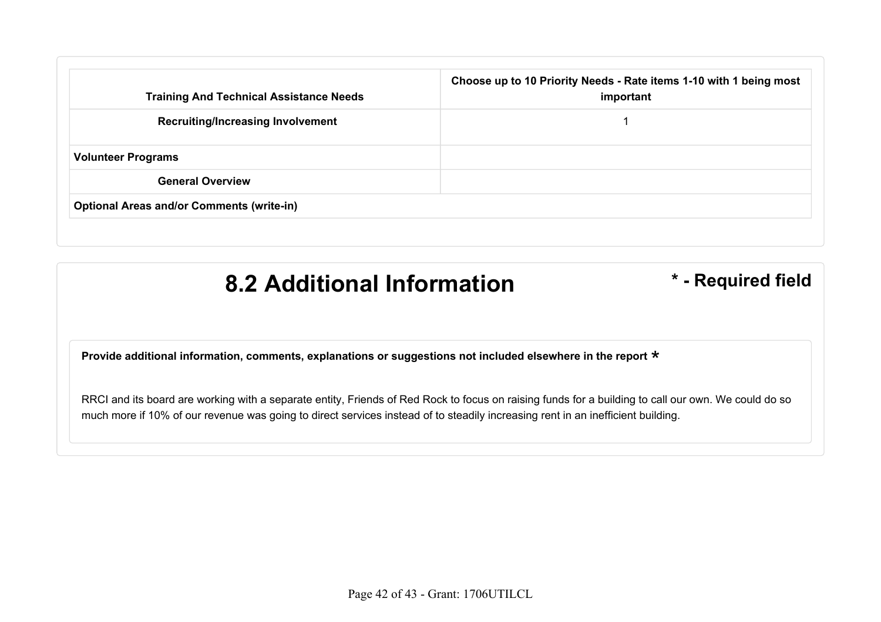| Training And Technical Assistance Needs | Choose up to 10 Priority Needs - Rate items 1-10 with 1 being most important |
|---|---|
| **Recruiting/Increasing Involvement** | 1 |
| **Volunteer Programs** | |
| **General Overview** | |
| **Optional Areas and/or Comments (write-in)** | |

# 8.2 Additional Information

**\* - Required field**

**Provide additional information, comments, explanations or suggestions not included elsewhere in the report \***

RRCI and its board are working with a separate entity, Friends of Red Rock to focus on raising funds for a building to call our own. We could do so much more if 10% of our revenue was going to direct services instead of to steadily increasing rent in an inefficient building.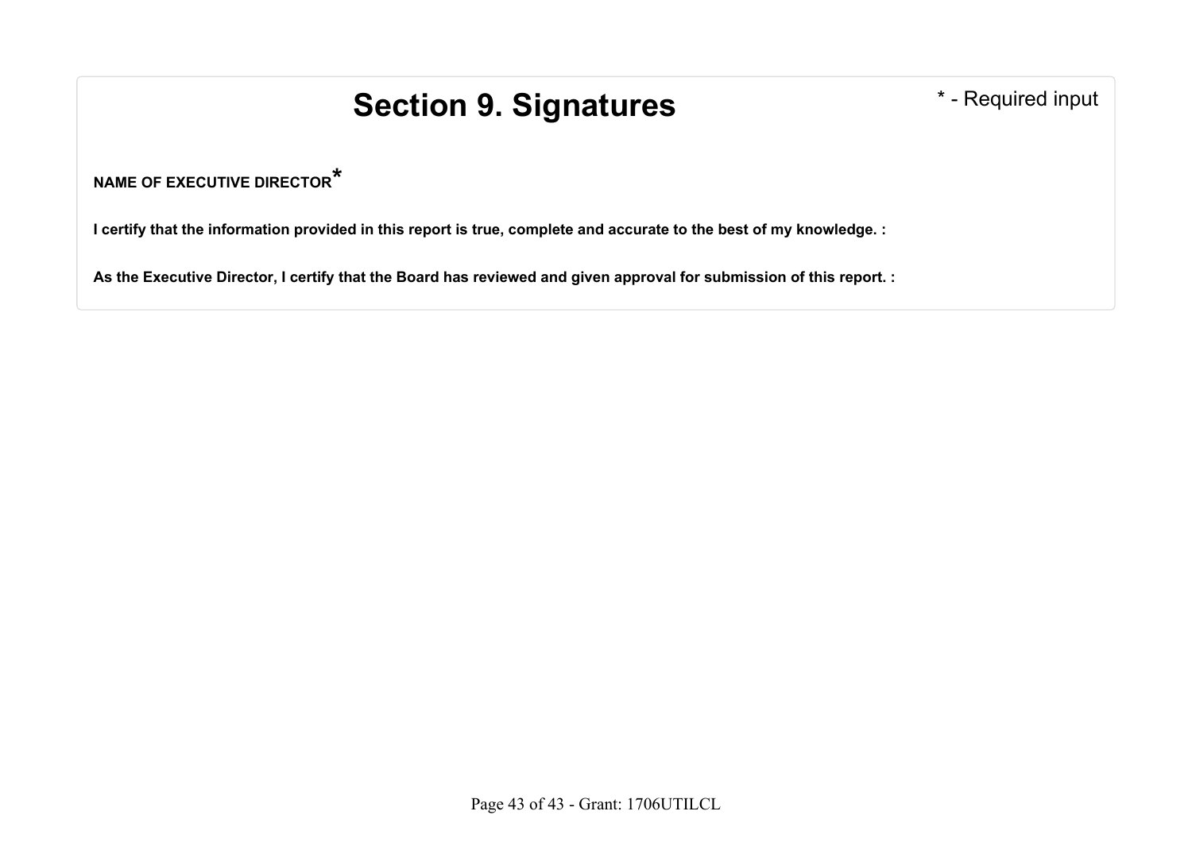# Section 9. Signatures

\* - Required input

**NAME OF EXECUTIVE DIRECTOR***

**I certify that the information provided in this report is true, complete and accurate to the best of my knowledge. :**

**As the Executive Director, I certify that the Board has reviewed and given approval for submission of this report. :**